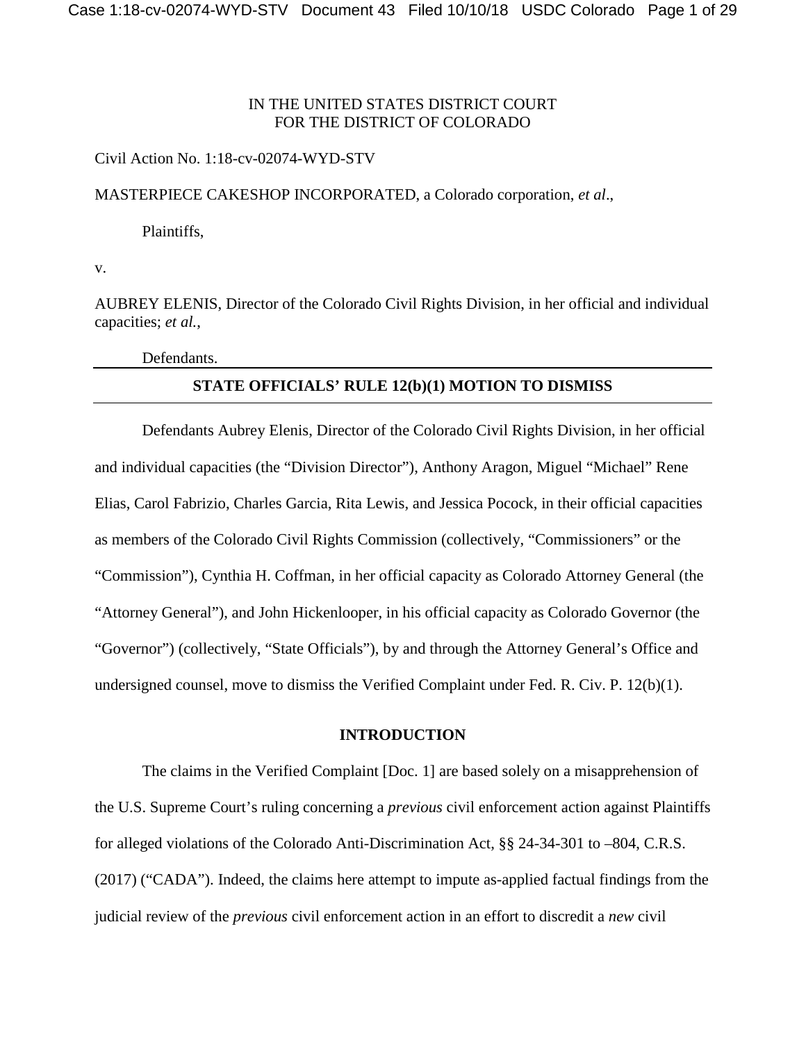IN THE UNITED STATES DISTRICT COURT
FOR THE DISTRICT OF COLORADO

Civil Action No. 1:18-cv-02074-WYD-STV

MASTERPIECE CAKESHOP INCORPORATED, a Colorado corporation, *et al*.,

Plaintiffs,

v.

AUBREY ELENIS, Director of the Colorado Civil Rights Division, in her official and individual capacities; *et al.*,

Defendants.

---

**STATE OFFICIALS' RULE 12(b)(1) MOTION TO DISMISS**

---

Defendants Aubrey Elenis, Director of the Colorado Civil Rights Division, in her official and individual capacities (the "Division Director"), Anthony Aragon, Miguel "Michael" Rene Elias, Carol Fabrizio, Charles Garcia, Rita Lewis, and Jessica Pocock, in their official capacities as members of the Colorado Civil Rights Commission (collectively, "Commissioners" or the "Commission"), Cynthia H. Coffman, in her official capacity as Colorado Attorney General (the "Attorney General"), and John Hickenlooper, in his official capacity as Colorado Governor (the "Governor") (collectively, "State Officials"), by and through the Attorney General's Office and undersigned counsel, move to dismiss the Verified Complaint under Fed. R. Civ. P. 12(b)(1).

## INTRODUCTION

The claims in the Verified Complaint [Doc. 1] are based solely on a misapprehension of the U.S. Supreme Court's ruling concerning a *previous* civil enforcement action against Plaintiffs for alleged violations of the Colorado Anti-Discrimination Act, §§ 24-34-301 to –804, C.R.S. (2017) ("CADA"). Indeed, the claims here attempt to impute as-applied factual findings from the judicial review of the *previous* civil enforcement action in an effort to discredit a *new* civil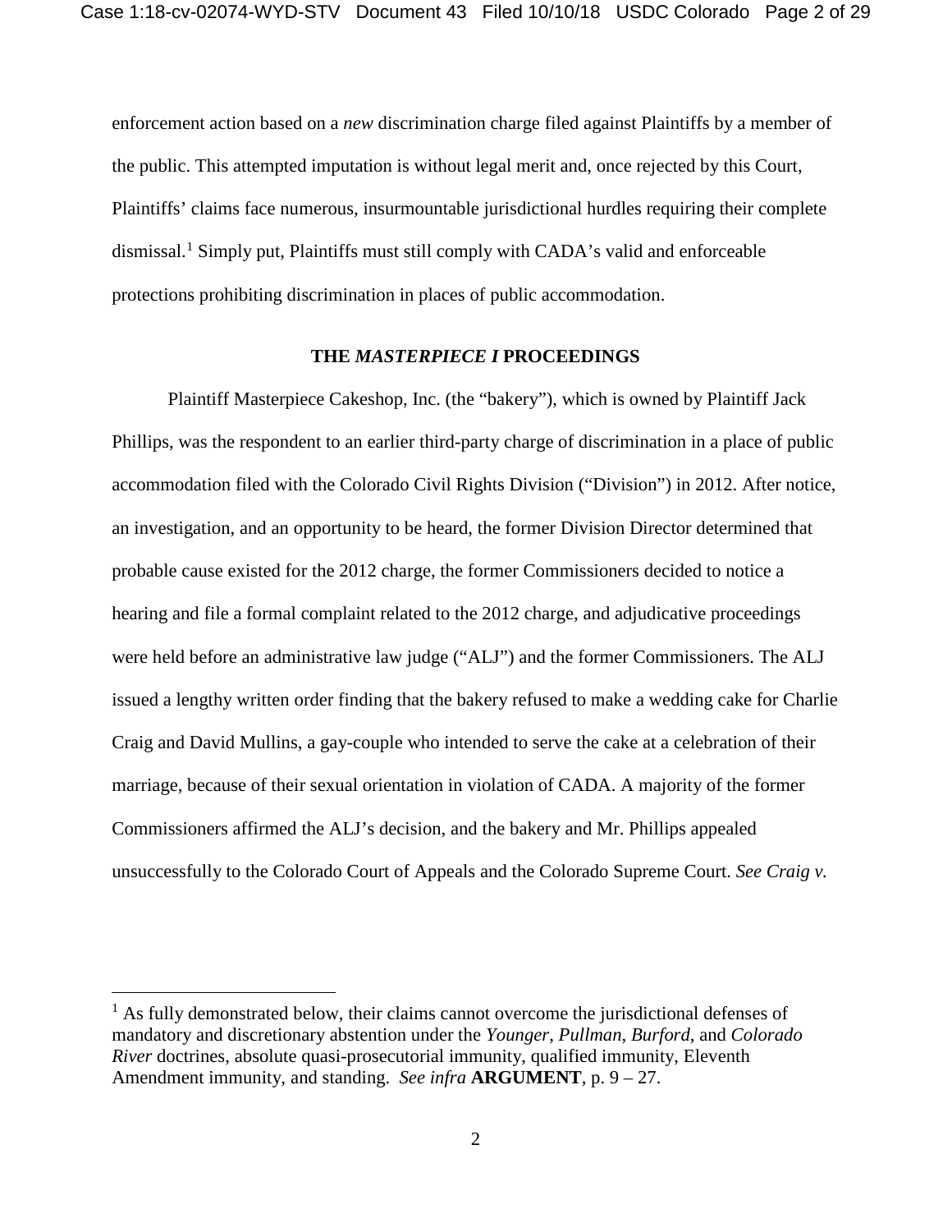enforcement action based on a *new* discrimination charge filed against Plaintiffs by a member of the public. This attempted imputation is without legal merit and, once rejected by this Court, Plaintiffs' claims face numerous, insurmountable jurisdictional hurdles requiring their complete dismissal.[1] Simply put, Plaintiffs must still comply with CADA's valid and enforceable protections prohibiting discrimination in places of public accommodation.

## THE *MASTERPIECE I* PROCEEDINGS

Plaintiff Masterpiece Cakeshop, Inc. (the "bakery"), which is owned by Plaintiff Jack Phillips, was the respondent to an earlier third-party charge of discrimination in a place of public accommodation filed with the Colorado Civil Rights Division ("Division") in 2012. After notice, an investigation, and an opportunity to be heard, the former Division Director determined that probable cause existed for the 2012 charge, the former Commissioners decided to notice a hearing and file a formal complaint related to the 2012 charge, and adjudicative proceedings were held before an administrative law judge ("ALJ") and the former Commissioners. The ALJ issued a lengthy written order finding that the bakery refused to make a wedding cake for Charlie Craig and David Mullins, a gay-couple who intended to serve the cake at a celebration of their marriage, because of their sexual orientation in violation of CADA. A majority of the former Commissioners affirmed the ALJ's decision, and the bakery and Mr. Phillips appealed unsuccessfully to the Colorado Court of Appeals and the Colorado Supreme Court. *See Craig v.*

---

[1] As fully demonstrated below, their claims cannot overcome the jurisdictional defenses of mandatory and discretionary abstention under the *Younger*, *Pullman*, *Burford*, and *Colorado River* doctrines, absolute quasi-prosecutorial immunity, qualified immunity, Eleventh Amendment immunity, and standing. *See infra* **ARGUMENT**, p. 9 – 27.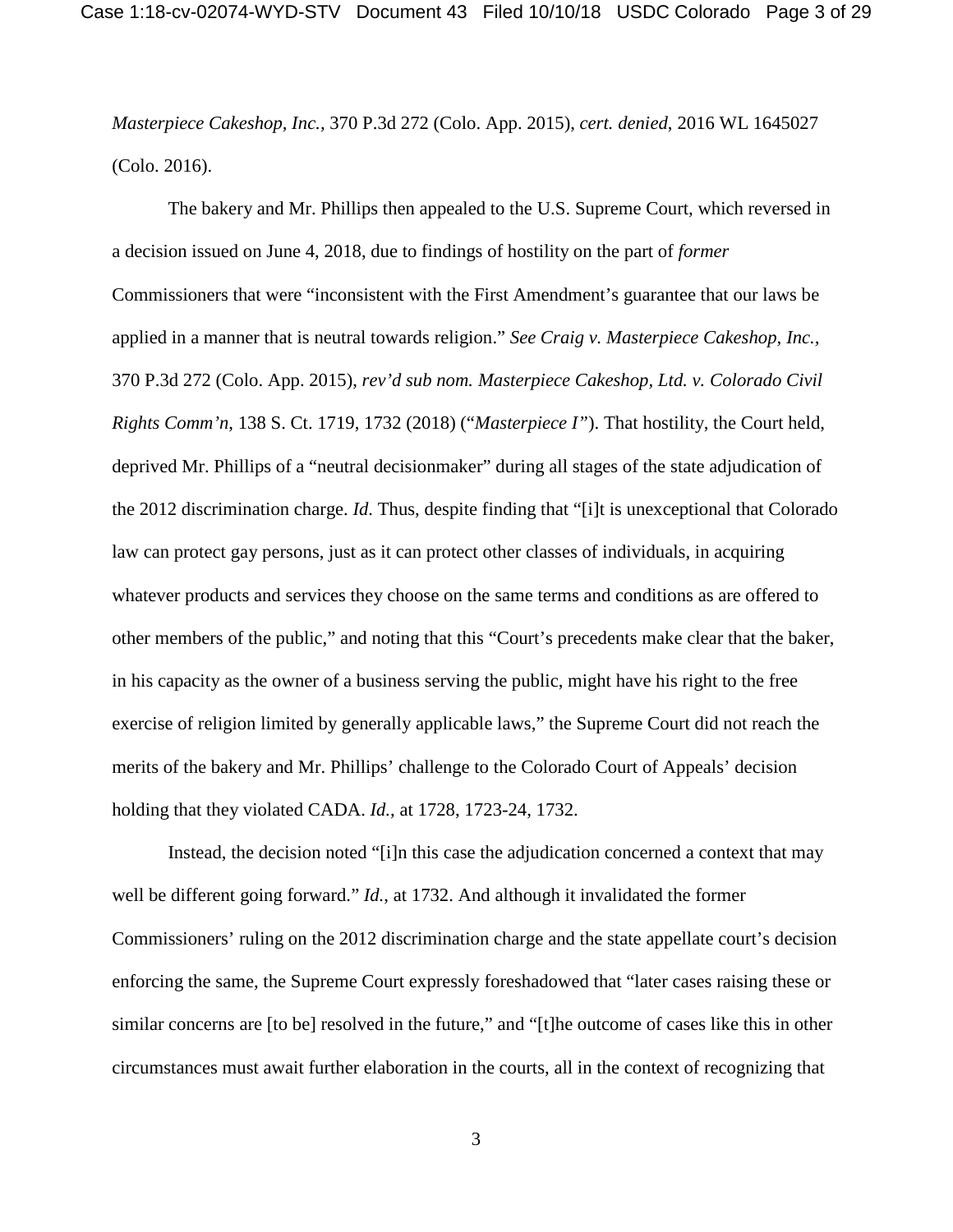*Masterpiece Cakeshop, Inc.*, 370 P.3d 272 (Colo. App. 2015), *cert. denied*, 2016 WL 1645027 (Colo. 2016).

The bakery and Mr. Phillips then appealed to the U.S. Supreme Court, which reversed in a decision issued on June 4, 2018, due to findings of hostility on the part of *former* Commissioners that were "inconsistent with the First Amendment's guarantee that our laws be applied in a manner that is neutral towards religion." *See Craig v. Masterpiece Cakeshop, Inc.*, 370 P.3d 272 (Colo. App. 2015), *rev'd sub nom. Masterpiece Cakeshop, Ltd. v. Colorado Civil Rights Comm'n*, 138 S. Ct. 1719, 1732 (2018) ("*Masterpiece I*"). That hostility, the Court held, deprived Mr. Phillips of a "neutral decisionmaker" during all stages of the state adjudication of the 2012 discrimination charge. *Id*. Thus, despite finding that "[i]t is unexceptional that Colorado law can protect gay persons, just as it can protect other classes of individuals, in acquiring whatever products and services they choose on the same terms and conditions as are offered to other members of the public," and noting that this "Court's precedents make clear that the baker, in his capacity as the owner of a business serving the public, might have his right to the free exercise of religion limited by generally applicable laws," the Supreme Court did not reach the merits of the bakery and Mr. Phillips' challenge to the Colorado Court of Appeals' decision holding that they violated CADA. *Id.*, at 1728, 1723-24, 1732.

Instead, the decision noted "[i]n this case the adjudication concerned a context that may well be different going forward." *Id.*, at 1732. And although it invalidated the former Commissioners' ruling on the 2012 discrimination charge and the state appellate court's decision enforcing the same, the Supreme Court expressly foreshadowed that "later cases raising these or similar concerns are [to be] resolved in the future," and "[t]he outcome of cases like this in other circumstances must await further elaboration in the courts, all in the context of recognizing that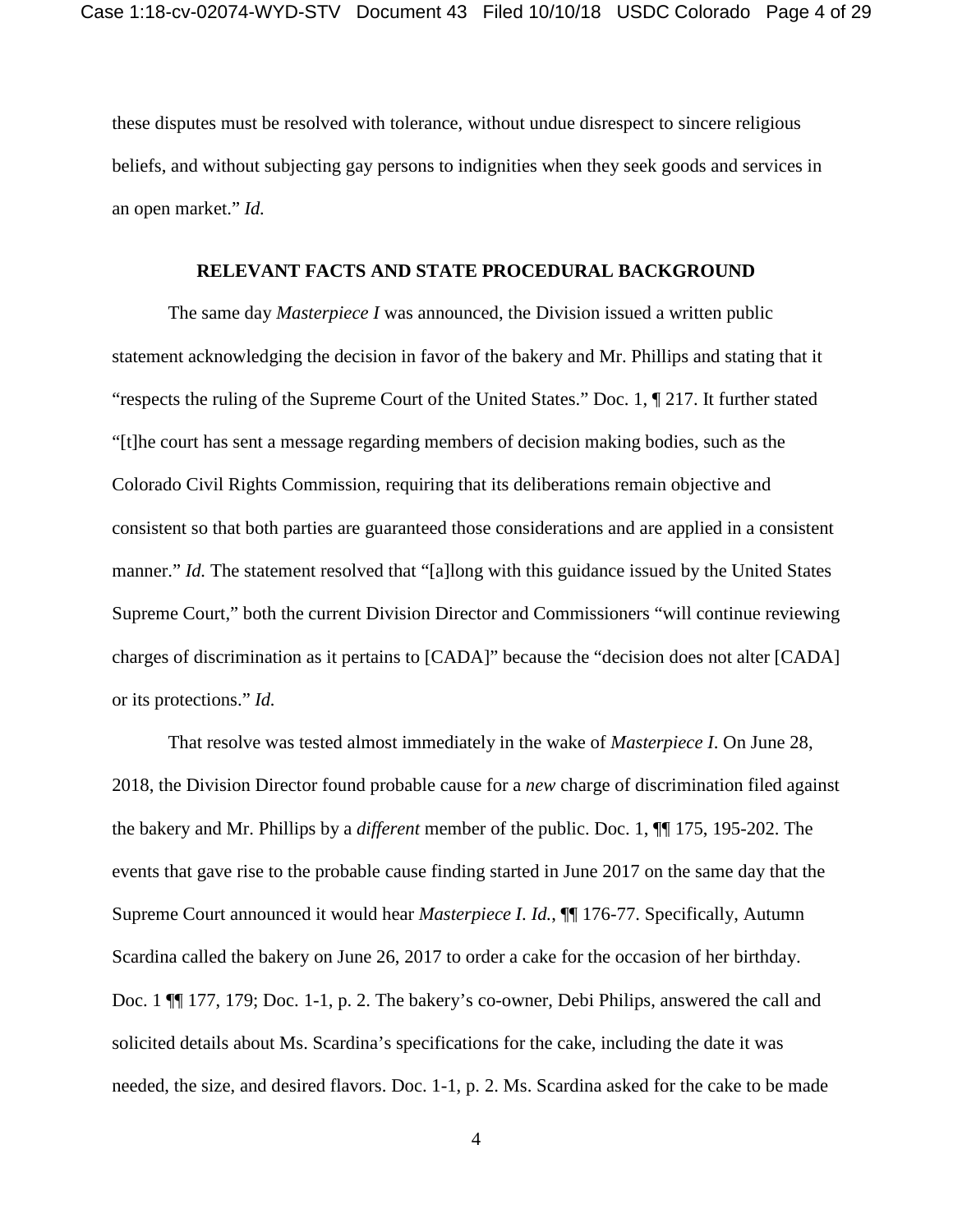these disputes must be resolved with tolerance, without undue disrespect to sincere religious beliefs, and without subjecting gay persons to indignities when they seek goods and services in an open market." *Id.*

## RELEVANT FACTS AND STATE PROCEDURAL BACKGROUND

The same day *Masterpiece I* was announced, the Division issued a written public statement acknowledging the decision in favor of the bakery and Mr. Phillips and stating that it "respects the ruling of the Supreme Court of the United States." Doc. 1, ¶ 217. It further stated "[t]he court has sent a message regarding members of decision making bodies, such as the Colorado Civil Rights Commission, requiring that its deliberations remain objective and consistent so that both parties are guaranteed those considerations and are applied in a consistent manner." *Id.* The statement resolved that "[a]long with this guidance issued by the United States Supreme Court," both the current Division Director and Commissioners "will continue reviewing charges of discrimination as it pertains to [CADA]" because the "decision does not alter [CADA] or its protections." *Id.*

That resolve was tested almost immediately in the wake of *Masterpiece I*. On June 28, 2018, the Division Director found probable cause for a *new* charge of discrimination filed against the bakery and Mr. Phillips by a *different* member of the public. Doc. 1, ¶¶ 175, 195-202. The events that gave rise to the probable cause finding started in June 2017 on the same day that the Supreme Court announced it would hear *Masterpiece I*. *Id.*, ¶¶ 176-77. Specifically, Autumn Scardina called the bakery on June 26, 2017 to order a cake for the occasion of her birthday. Doc. 1 ¶¶ 177, 179; Doc. 1-1, p. 2. The bakery's co-owner, Debi Philips, answered the call and solicited details about Ms. Scardina's specifications for the cake, including the date it was needed, the size, and desired flavors. Doc. 1-1, p. 2. Ms. Scardina asked for the cake to be made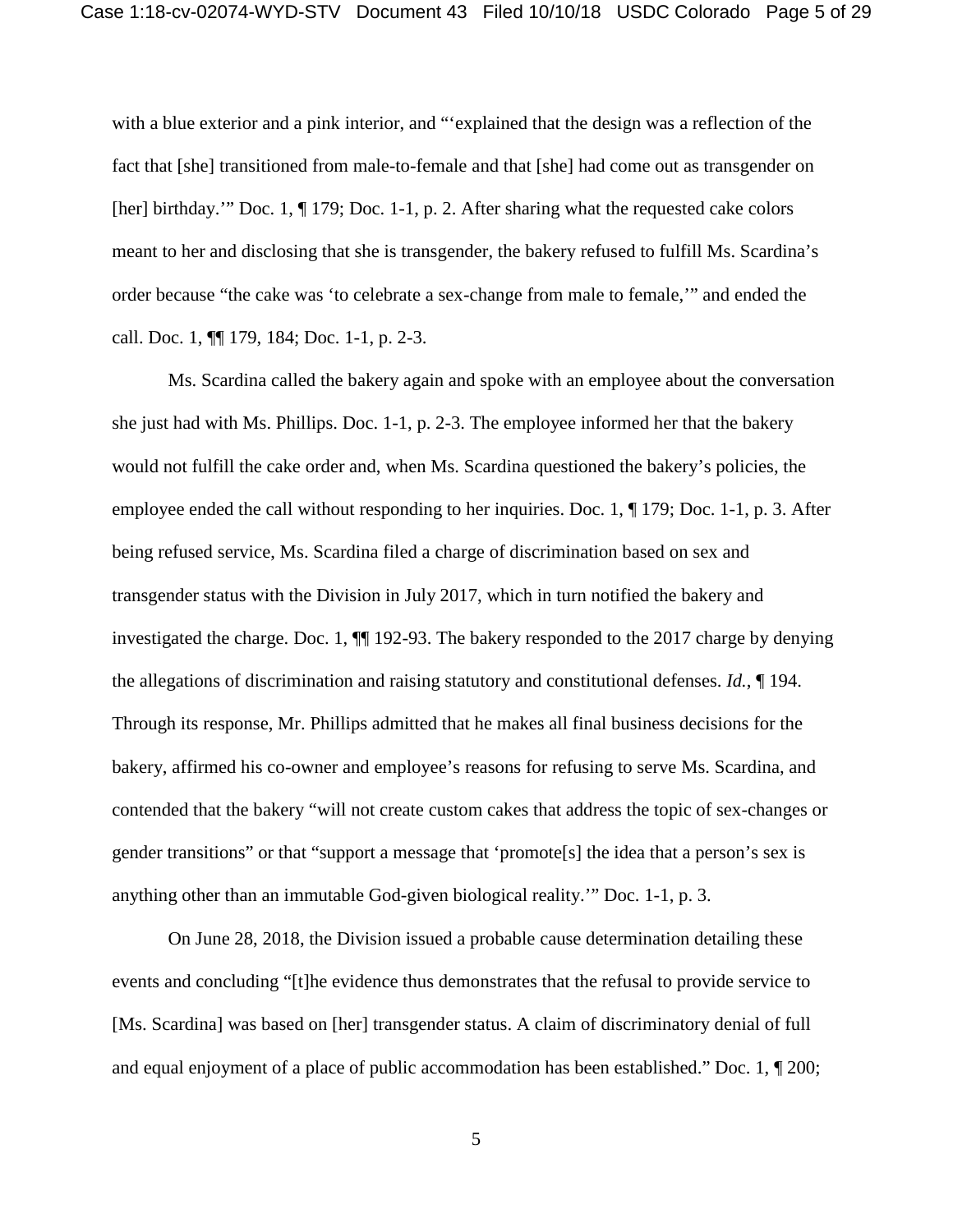with a blue exterior and a pink interior, and "'explained that the design was a reflection of the fact that [she] transitioned from male-to-female and that [she] had come out as transgender on [her] birthday.'" Doc. 1, ¶ 179; Doc. 1-1, p. 2. After sharing what the requested cake colors meant to her and disclosing that she is transgender, the bakery refused to fulfill Ms. Scardina's order because "the cake was 'to celebrate a sex-change from male to female,'" and ended the call. Doc. 1, ¶¶ 179, 184; Doc. 1-1, p. 2-3.

Ms. Scardina called the bakery again and spoke with an employee about the conversation she just had with Ms. Phillips. Doc. 1-1, p. 2-3. The employee informed her that the bakery would not fulfill the cake order and, when Ms. Scardina questioned the bakery's policies, the employee ended the call without responding to her inquiries. Doc. 1, ¶ 179; Doc. 1-1, p. 3. After being refused service, Ms. Scardina filed a charge of discrimination based on sex and transgender status with the Division in July 2017, which in turn notified the bakery and investigated the charge. Doc. 1, ¶¶ 192-93. The bakery responded to the 2017 charge by denying the allegations of discrimination and raising statutory and constitutional defenses. *Id.*, ¶ 194. Through its response, Mr. Phillips admitted that he makes all final business decisions for the bakery, affirmed his co-owner and employee's reasons for refusing to serve Ms. Scardina, and contended that the bakery "will not create custom cakes that address the topic of sex-changes or gender transitions" or that "support a message that 'promote[s] the idea that a person's sex is anything other than an immutable God-given biological reality.'" Doc. 1-1, p. 3.

On June 28, 2018, the Division issued a probable cause determination detailing these events and concluding "[t]he evidence thus demonstrates that the refusal to provide service to [Ms. Scardina] was based on [her] transgender status. A claim of discriminatory denial of full and equal enjoyment of a place of public accommodation has been established." Doc. 1, ¶ 200;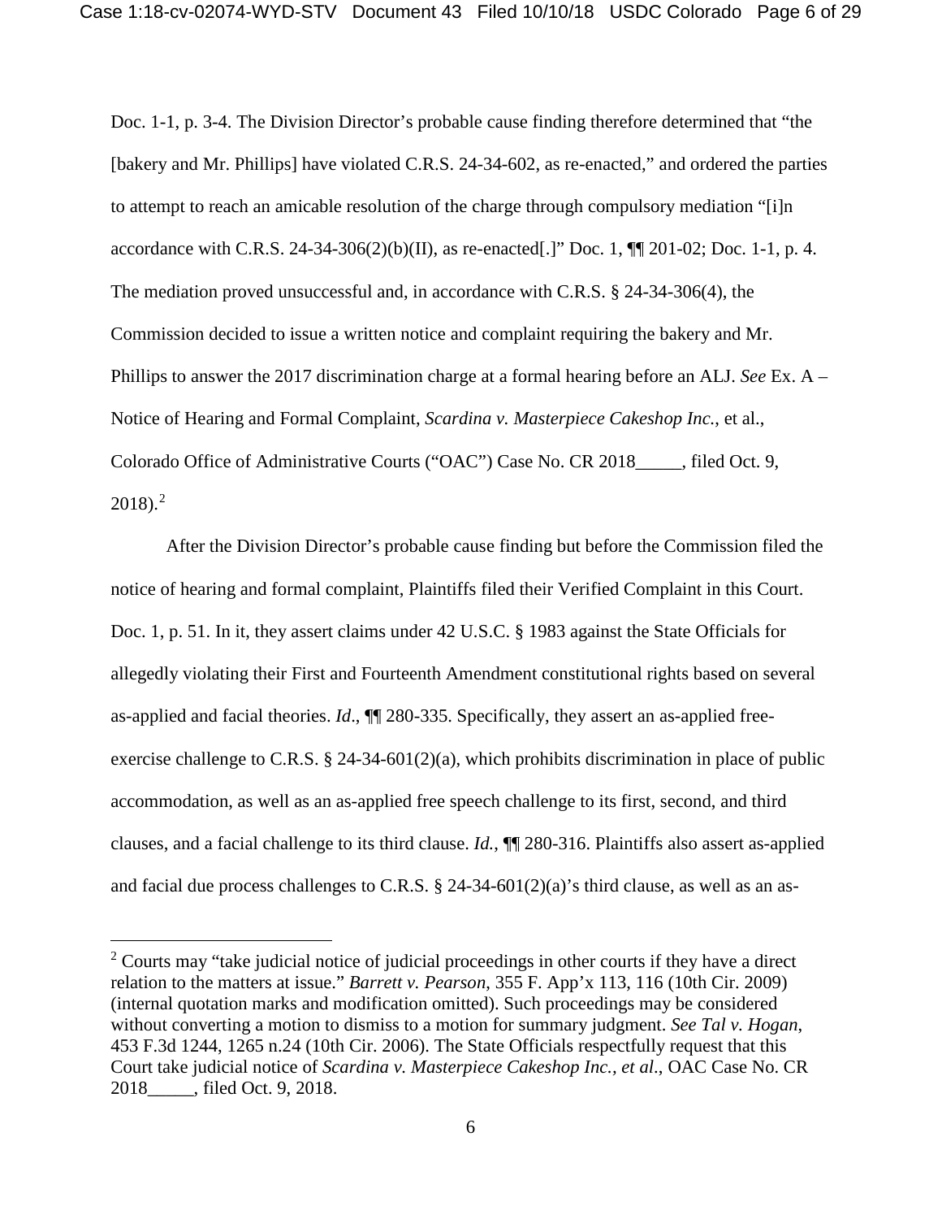Doc. 1-1, p. 3-4. The Division Director's probable cause finding therefore determined that "the [bakery and Mr. Phillips] have violated C.R.S. 24-34-602, as re-enacted," and ordered the parties to attempt to reach an amicable resolution of the charge through compulsory mediation "[i]n accordance with C.R.S. 24-34-306(2)(b)(II), as re-enacted[.]" Doc. 1, ¶¶ 201-02; Doc. 1-1, p. 4. The mediation proved unsuccessful and, in accordance with C.R.S. § 24-34-306(4), the Commission decided to issue a written notice and complaint requiring the bakery and Mr. Phillips to answer the 2017 discrimination charge at a formal hearing before an ALJ. *See* Ex. A – Notice of Hearing and Formal Complaint, *Scardina v. Masterpiece Cakeshop Inc.*, et al., Colorado Office of Administrative Courts ("OAC") Case No. CR 2018_____, filed Oct. 9, 2018).[2]

After the Division Director's probable cause finding but before the Commission filed the notice of hearing and formal complaint, Plaintiffs filed their Verified Complaint in this Court. Doc. 1, p. 51. In it, they assert claims under 42 U.S.C. § 1983 against the State Officials for allegedly violating their First and Fourteenth Amendment constitutional rights based on several as-applied and facial theories. *Id*., ¶¶ 280-335. Specifically, they assert an as-applied free-exercise challenge to C.R.S. § 24-34-601(2)(a), which prohibits discrimination in place of public accommodation, as well as an as-applied free speech challenge to its first, second, and third clauses, and a facial challenge to its third clause. *Id.*, ¶¶ 280-316. Plaintiffs also assert as-applied and facial due process challenges to C.R.S. § 24-34-601(2)(a)'s third clause, as well as an as-

---

[2] Courts may "take judicial notice of judicial proceedings in other courts if they have a direct relation to the matters at issue." *Barrett v. Pearson*, 355 F. App'x 113, 116 (10th Cir. 2009) (internal quotation marks and modification omitted). Such proceedings may be considered without converting a motion to dismiss to a motion for summary judgment. *See Tal v. Hogan*, 453 F.3d 1244, 1265 n.24 (10th Cir. 2006). The State Officials respectfully request that this Court take judicial notice of *Scardina v. Masterpiece Cakeshop Inc., et al*., OAC Case No. CR 2018_____, filed Oct. 9, 2018.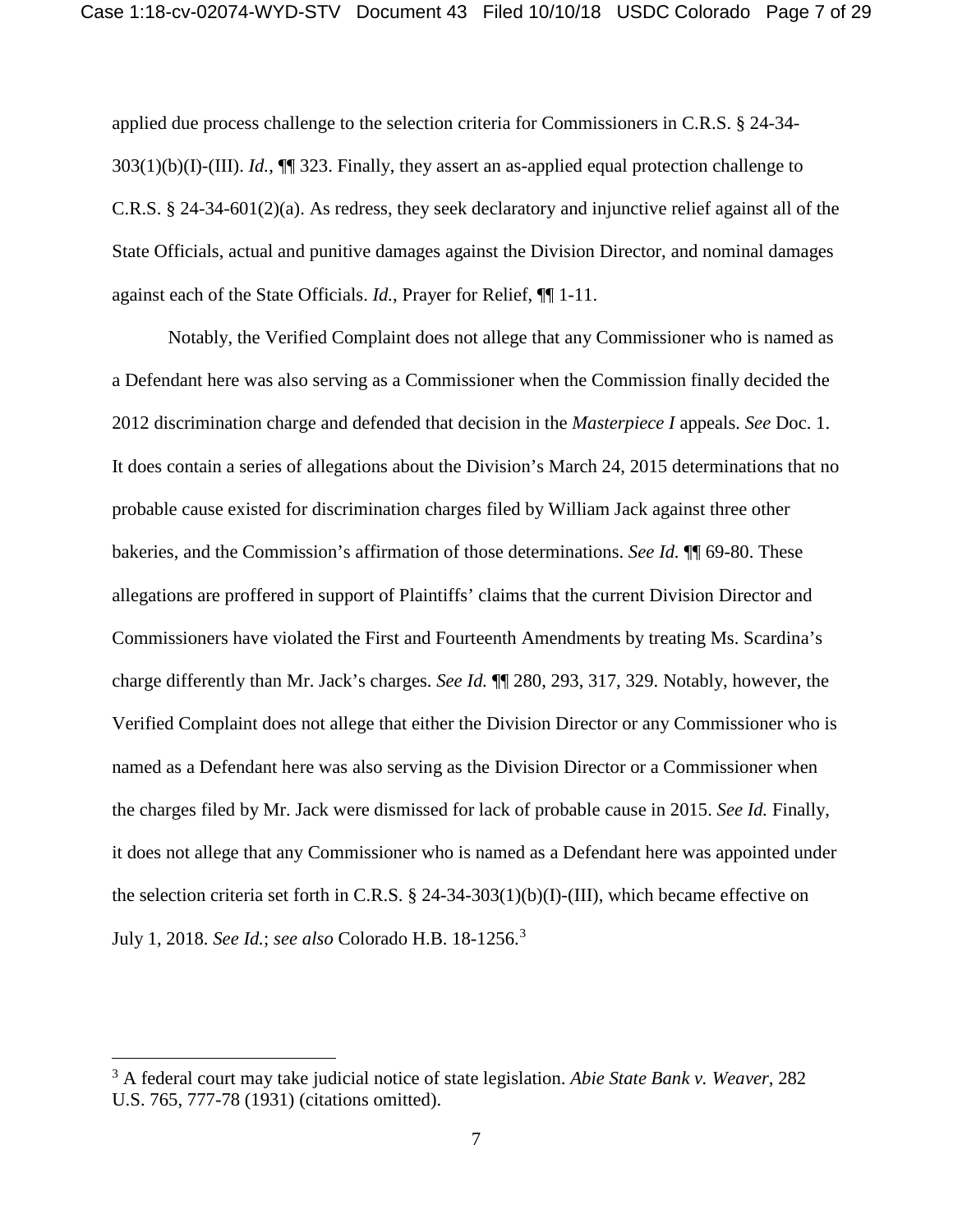applied due process challenge to the selection criteria for Commissioners in C.R.S. § 24-34-303(1)(b)(I)-(III). *Id.*, ¶¶ 323. Finally, they assert an as-applied equal protection challenge to C.R.S. § 24-34-601(2)(a). As redress, they seek declaratory and injunctive relief against all of the State Officials, actual and punitive damages against the Division Director, and nominal damages against each of the State Officials. *Id.*, Prayer for Relief, ¶¶ 1-11.

Notably, the Verified Complaint does not allege that any Commissioner who is named as a Defendant here was also serving as a Commissioner when the Commission finally decided the 2012 discrimination charge and defended that decision in the *Masterpiece I* appeals. *See* Doc. 1. It does contain a series of allegations about the Division's March 24, 2015 determinations that no probable cause existed for discrimination charges filed by William Jack against three other bakeries, and the Commission's affirmation of those determinations. *See Id.* ¶¶ 69-80. These allegations are proffered in support of Plaintiffs' claims that the current Division Director and Commissioners have violated the First and Fourteenth Amendments by treating Ms. Scardina's charge differently than Mr. Jack's charges. *See Id.* ¶¶ 280, 293, 317, 329. Notably, however, the Verified Complaint does not allege that either the Division Director or any Commissioner who is named as a Defendant here was also serving as the Division Director or a Commissioner when the charges filed by Mr. Jack were dismissed for lack of probable cause in 2015. *See Id.* Finally, it does not allege that any Commissioner who is named as a Defendant here was appointed under the selection criteria set forth in C.R.S. § 24-34-303(1)(b)(I)-(III), which became effective on July 1, 2018. *See Id.*; *see also* Colorado H.B. 18-1256.[3]

---

[3] A federal court may take judicial notice of state legislation. *Abie State Bank v. Weaver*, 282 U.S. 765, 777-78 (1931) (citations omitted).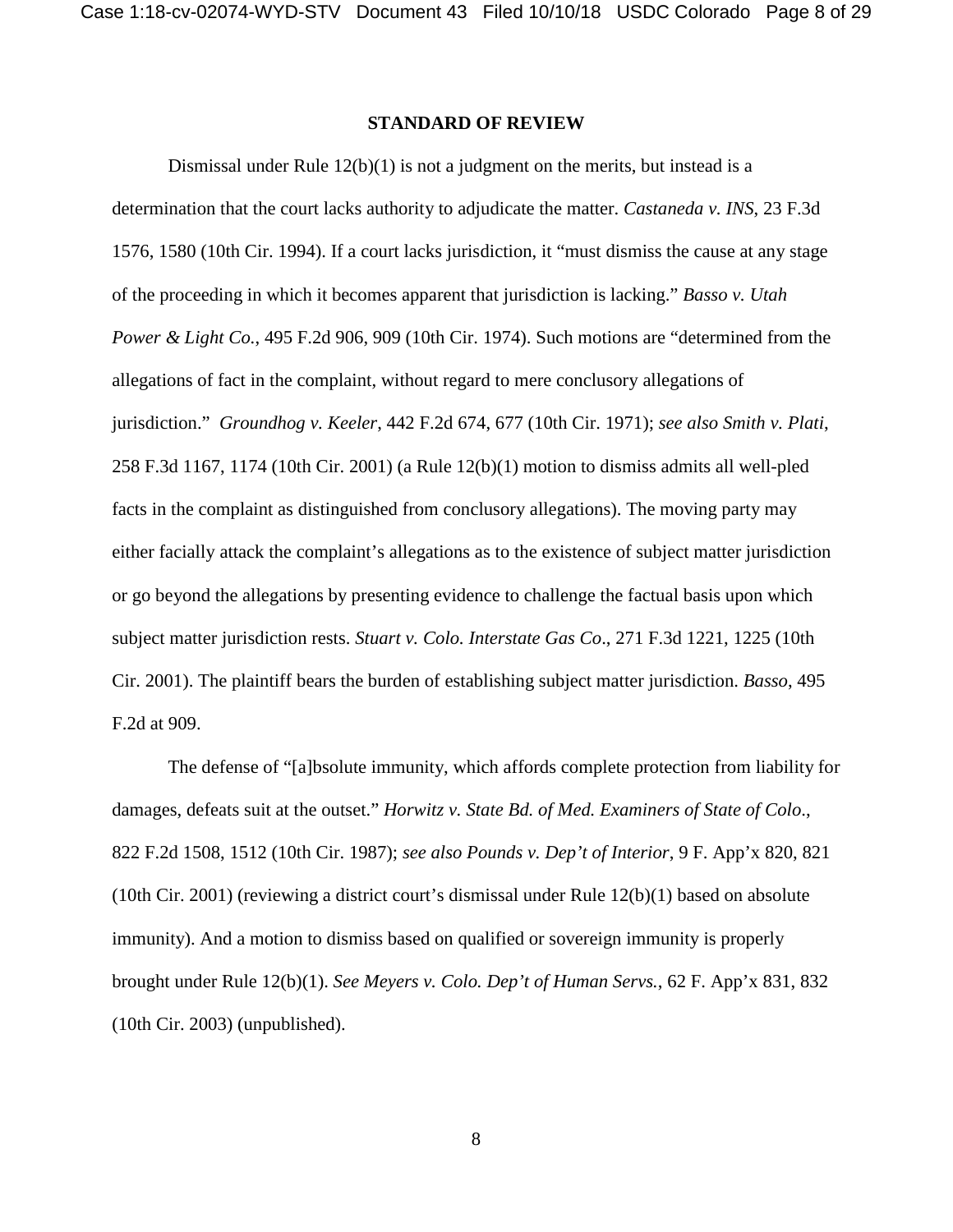## STANDARD OF REVIEW

Dismissal under Rule 12(b)(1) is not a judgment on the merits, but instead is a determination that the court lacks authority to adjudicate the matter. *Castaneda v. INS*, 23 F.3d 1576, 1580 (10th Cir. 1994). If a court lacks jurisdiction, it "must dismiss the cause at any stage of the proceeding in which it becomes apparent that jurisdiction is lacking." *Basso v. Utah Power & Light Co.*, 495 F.2d 906, 909 (10th Cir. 1974). Such motions are "determined from the allegations of fact in the complaint, without regard to mere conclusory allegations of jurisdiction." *Groundhog v. Keeler*, 442 F.2d 674, 677 (10th Cir. 1971); *see also Smith v. Plati*, 258 F.3d 1167, 1174 (10th Cir. 2001) (a Rule 12(b)(1) motion to dismiss admits all well-pled facts in the complaint as distinguished from conclusory allegations). The moving party may either facially attack the complaint's allegations as to the existence of subject matter jurisdiction or go beyond the allegations by presenting evidence to challenge the factual basis upon which subject matter jurisdiction rests. *Stuart v. Colo. Interstate Gas Co*., 271 F.3d 1221, 1225 (10th Cir. 2001). The plaintiff bears the burden of establishing subject matter jurisdiction. *Basso*, 495 F.2d at 909.

The defense of "[a]bsolute immunity, which affords complete protection from liability for damages, defeats suit at the outset." *Horwitz v. State Bd. of Med. Examiners of State of Colo*., 822 F.2d 1508, 1512 (10th Cir. 1987); *see also Pounds v. Dep't of Interior*, 9 F. App'x 820, 821 (10th Cir. 2001) (reviewing a district court's dismissal under Rule 12(b)(1) based on absolute immunity). And a motion to dismiss based on qualified or sovereign immunity is properly brought under Rule 12(b)(1). *See Meyers v. Colo. Dep't of Human Servs.*, 62 F. App'x 831, 832 (10th Cir. 2003) (unpublished).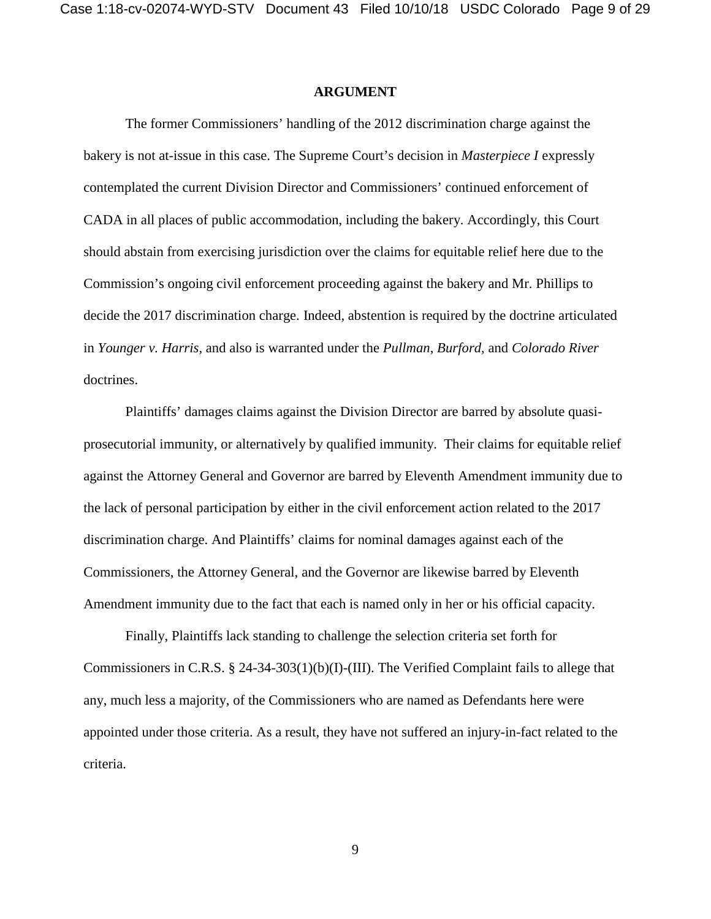## ARGUMENT

The former Commissioners' handling of the 2012 discrimination charge against the bakery is not at-issue in this case. The Supreme Court's decision in *Masterpiece I* expressly contemplated the current Division Director and Commissioners' continued enforcement of CADA in all places of public accommodation, including the bakery. Accordingly, this Court should abstain from exercising jurisdiction over the claims for equitable relief here due to the Commission's ongoing civil enforcement proceeding against the bakery and Mr. Phillips to decide the 2017 discrimination charge. Indeed, abstention is required by the doctrine articulated in *Younger v. Harris*, and also is warranted under the *Pullman*, *Burford*, and *Colorado River* doctrines.

Plaintiffs' damages claims against the Division Director are barred by absolute quasi-prosecutorial immunity, or alternatively by qualified immunity. Their claims for equitable relief against the Attorney General and Governor are barred by Eleventh Amendment immunity due to the lack of personal participation by either in the civil enforcement action related to the 2017 discrimination charge. And Plaintiffs' claims for nominal damages against each of the Commissioners, the Attorney General, and the Governor are likewise barred by Eleventh Amendment immunity due to the fact that each is named only in her or his official capacity.

Finally, Plaintiffs lack standing to challenge the selection criteria set forth for Commissioners in C.R.S. § 24-34-303(1)(b)(I)-(III). The Verified Complaint fails to allege that any, much less a majority, of the Commissioners who are named as Defendants here were appointed under those criteria. As a result, they have not suffered an injury-in-fact related to the criteria.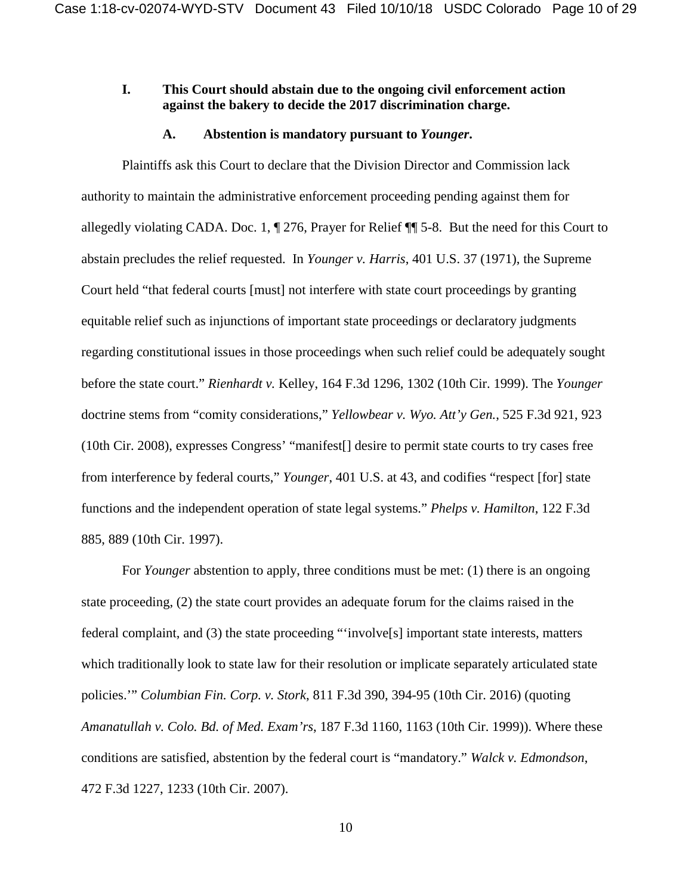### I. This Court should abstain due to the ongoing civil enforcement action against the bakery to decide the 2017 discrimination charge.

#### A. Abstention is mandatory pursuant to *Younger*.

Plaintiffs ask this Court to declare that the Division Director and Commission lack authority to maintain the administrative enforcement proceeding pending against them for allegedly violating CADA. Doc. 1, ¶ 276, Prayer for Relief ¶¶ 5-8. But the need for this Court to abstain precludes the relief requested. In *Younger v. Harris*, 401 U.S. 37 (1971), the Supreme Court held "that federal courts [must] not interfere with state court proceedings by granting equitable relief such as injunctions of important state proceedings or declaratory judgments regarding constitutional issues in those proceedings when such relief could be adequately sought before the state court." *Rienhardt v.* Kelley, 164 F.3d 1296, 1302 (10th Cir. 1999). The *Younger* doctrine stems from "comity considerations," *Yellowbear v. Wyo. Att'y Gen.*, 525 F.3d 921, 923 (10th Cir. 2008), expresses Congress' "manifest[] desire to permit state courts to try cases free from interference by federal courts," *Younger*, 401 U.S. at 43, and codifies "respect [for] state functions and the independent operation of state legal systems." *Phelps v. Hamilton*, 122 F.3d 885, 889 (10th Cir. 1997).

For *Younger* abstention to apply, three conditions must be met: (1) there is an ongoing state proceeding, (2) the state court provides an adequate forum for the claims raised in the federal complaint, and (3) the state proceeding "'involve[s] important state interests, matters which traditionally look to state law for their resolution or implicate separately articulated state policies.'" *Columbian Fin. Corp. v. Stork*, 811 F.3d 390, 394-95 (10th Cir. 2016) (quoting *Amanatullah v. Colo. Bd. of Med. Exam'rs*, 187 F.3d 1160, 1163 (10th Cir. 1999)). Where these conditions are satisfied, abstention by the federal court is "mandatory." *Walck v. Edmondson*, 472 F.3d 1227, 1233 (10th Cir. 2007).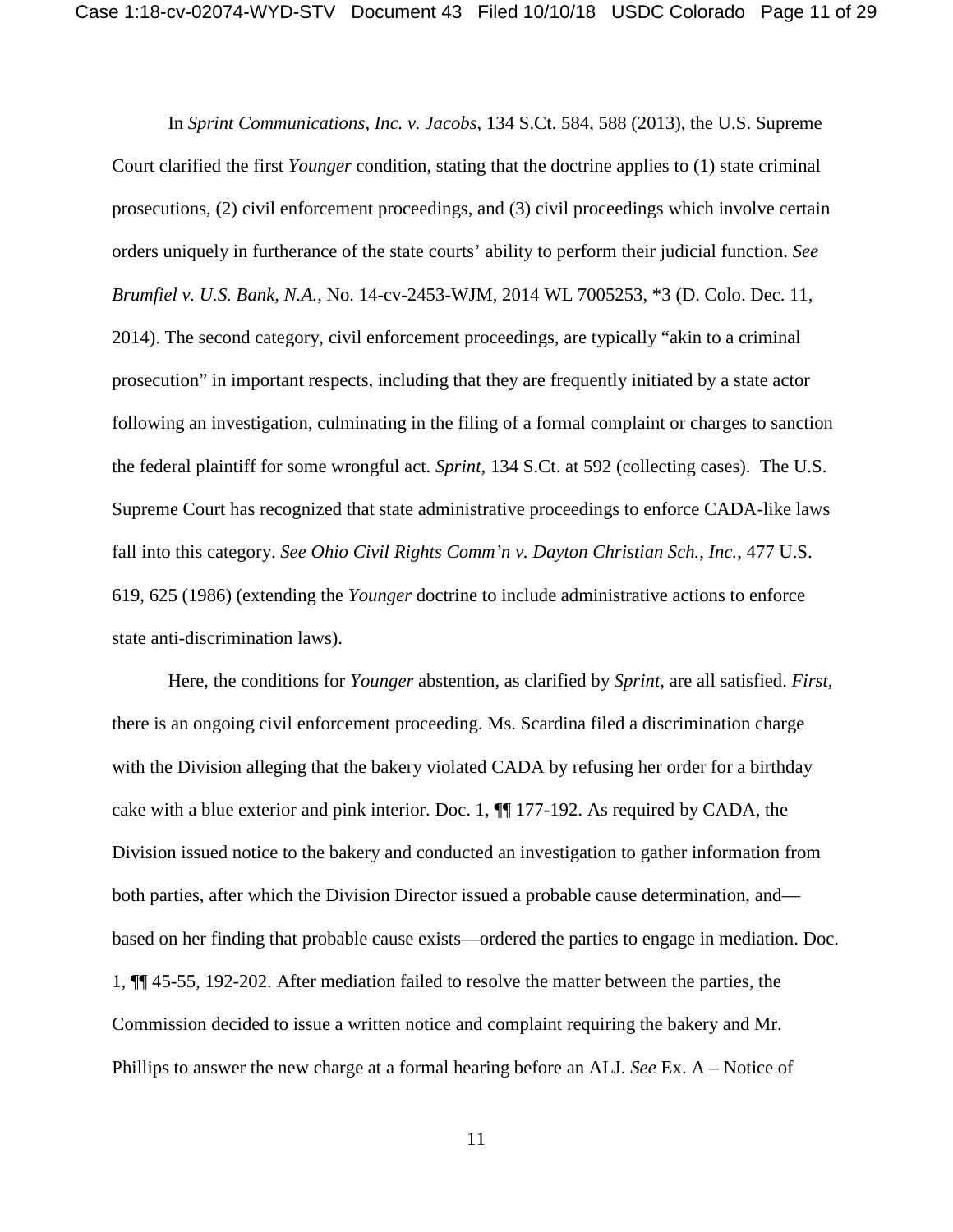In *Sprint Communications, Inc. v. Jacobs*, 134 S.Ct. 584, 588 (2013), the U.S. Supreme Court clarified the first *Younger* condition, stating that the doctrine applies to (1) state criminal prosecutions, (2) civil enforcement proceedings, and (3) civil proceedings which involve certain orders uniquely in furtherance of the state courts' ability to perform their judicial function. *See Brumfiel v. U.S. Bank, N.A.*, No. 14-cv-2453-WJM, 2014 WL 7005253, *3 (D. Colo. Dec. 11, 2014). The second category, civil enforcement proceedings, are typically "akin to a criminal prosecution" in important respects, including that they are frequently initiated by a state actor following an investigation, culminating in the filing of a formal complaint or charges to sanction the federal plaintiff for some wrongful act. *Sprint*, 134 S.Ct. at 592 (collecting cases). The U.S. Supreme Court has recognized that state administrative proceedings to enforce CADA-like laws fall into this category. *See Ohio Civil Rights Comm'n v. Dayton Christian Sch., Inc.*, 477 U.S. 619, 625 (1986) (extending the *Younger* doctrine to include administrative actions to enforce state anti-discrimination laws).

Here, the conditions for *Younger* abstention, as clarified by *Sprint*, are all satisfied. *First*, there is an ongoing civil enforcement proceeding. Ms. Scardina filed a discrimination charge with the Division alleging that the bakery violated CADA by refusing her order for a birthday cake with a blue exterior and pink interior. Doc. 1, ¶¶ 177-192. As required by CADA, the Division issued notice to the bakery and conducted an investigation to gather information from both parties, after which the Division Director issued a probable cause determination, and—based on her finding that probable cause exists—ordered the parties to engage in mediation. Doc. 1, ¶¶ 45-55, 192-202. After mediation failed to resolve the matter between the parties, the Commission decided to issue a written notice and complaint requiring the bakery and Mr. Phillips to answer the new charge at a formal hearing before an ALJ. *See* Ex. A – Notice of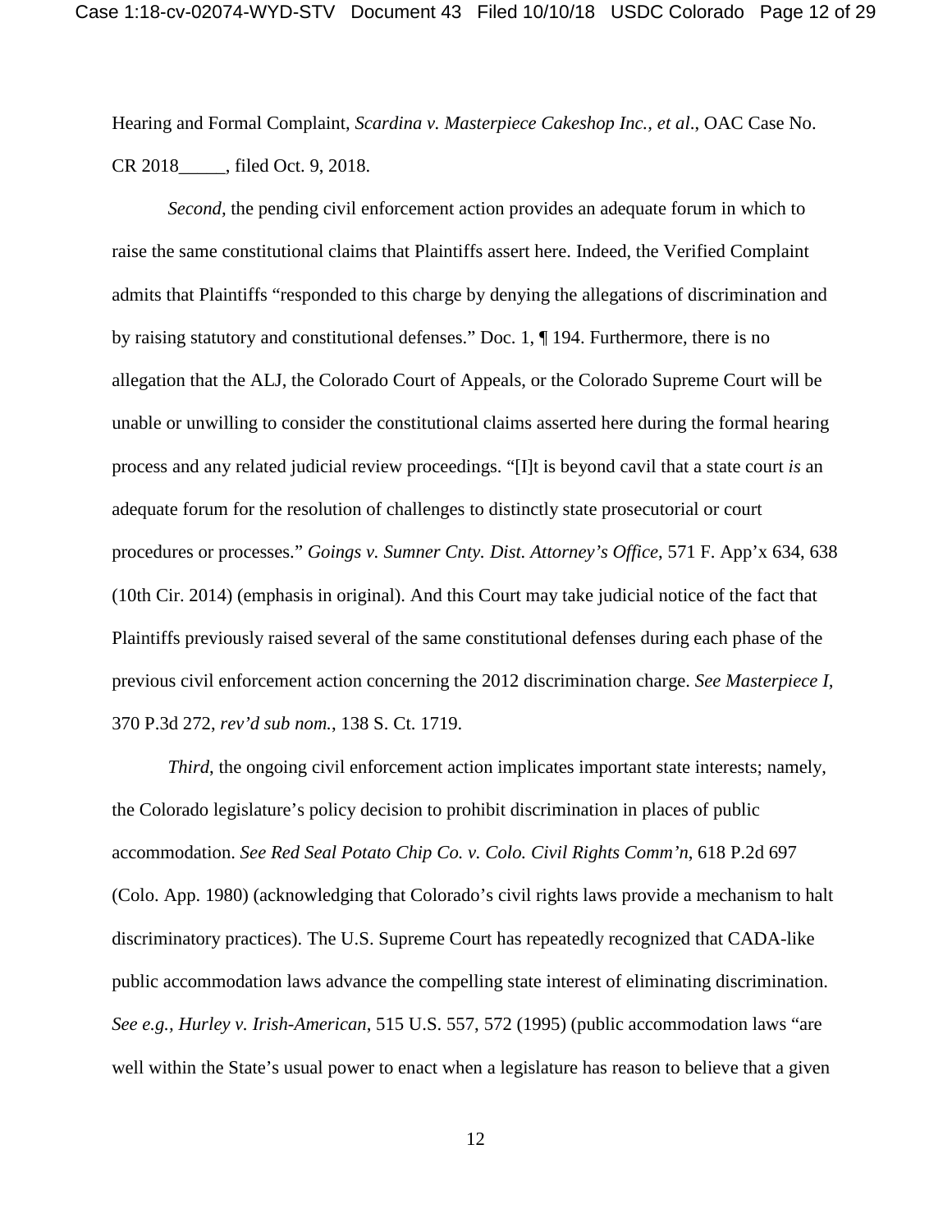Hearing and Formal Complaint, *Scardina v. Masterpiece Cakeshop Inc., et al*., OAC Case No. CR 2018_____, filed Oct. 9, 2018.

*Second*, the pending civil enforcement action provides an adequate forum in which to raise the same constitutional claims that Plaintiffs assert here. Indeed, the Verified Complaint admits that Plaintiffs "responded to this charge by denying the allegations of discrimination and by raising statutory and constitutional defenses." Doc. 1, ¶ 194. Furthermore, there is no allegation that the ALJ, the Colorado Court of Appeals, or the Colorado Supreme Court will be unable or unwilling to consider the constitutional claims asserted here during the formal hearing process and any related judicial review proceedings. "[I]t is beyond cavil that a state court *is* an adequate forum for the resolution of challenges to distinctly state prosecutorial or court procedures or processes." *Goings v. Sumner Cnty. Dist. Attorney's Office*, 571 F. App'x 634, 638 (10th Cir. 2014) (emphasis in original). And this Court may take judicial notice of the fact that Plaintiffs previously raised several of the same constitutional defenses during each phase of the previous civil enforcement action concerning the 2012 discrimination charge. *See Masterpiece I*, 370 P.3d 272, *rev'd sub nom.*, 138 S. Ct. 1719.

*Third*, the ongoing civil enforcement action implicates important state interests; namely, the Colorado legislature's policy decision to prohibit discrimination in places of public accommodation. *See Red Seal Potato Chip Co. v. Colo. Civil Rights Comm'n*, 618 P.2d 697 (Colo. App. 1980) (acknowledging that Colorado's civil rights laws provide a mechanism to halt discriminatory practices). The U.S. Supreme Court has repeatedly recognized that CADA-like public accommodation laws advance the compelling state interest of eliminating discrimination. *See e.g.*, *Hurley v. Irish-American*, 515 U.S. 557, 572 (1995) (public accommodation laws "are well within the State's usual power to enact when a legislature has reason to believe that a given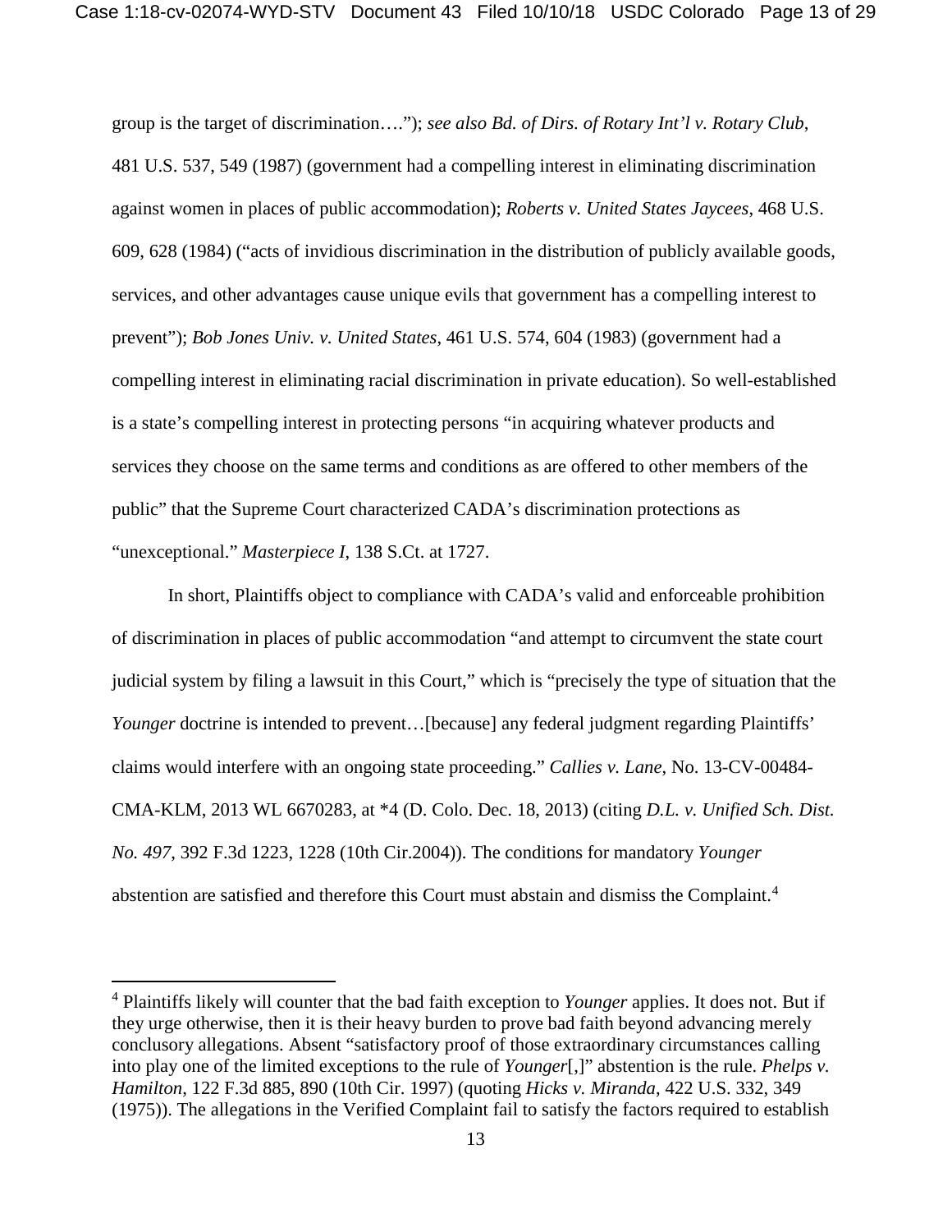group is the target of discrimination…."); *see also Bd. of Dirs. of Rotary Int'l v. Rotary Club*, 481 U.S. 537, 549 (1987) (government had a compelling interest in eliminating discrimination against women in places of public accommodation); *Roberts v. United States Jaycees*, 468 U.S. 609, 628 (1984) ("acts of invidious discrimination in the distribution of publicly available goods, services, and other advantages cause unique evils that government has a compelling interest to prevent"); *Bob Jones Univ. v. United States*, 461 U.S. 574, 604 (1983) (government had a compelling interest in eliminating racial discrimination in private education). So well-established is a state's compelling interest in protecting persons "in acquiring whatever products and services they choose on the same terms and conditions as are offered to other members of the public" that the Supreme Court characterized CADA's discrimination protections as "unexceptional." *Masterpiece I*, 138 S.Ct. at 1727.

In short, Plaintiffs object to compliance with CADA's valid and enforceable prohibition of discrimination in places of public accommodation "and attempt to circumvent the state court judicial system by filing a lawsuit in this Court," which is "precisely the type of situation that the *Younger* doctrine is intended to prevent…[because] any federal judgment regarding Plaintiffs' claims would interfere with an ongoing state proceeding." *Callies v. Lane*, No. 13-CV-00484-CMA-KLM, 2013 WL 6670283, at *4 (D. Colo. Dec. 18, 2013) (citing *D.L. v. Unified Sch. Dist. No. 497*, 392 F.3d 1223, 1228 (10th Cir.2004)). The conditions for mandatory *Younger* abstention are satisfied and therefore this Court must abstain and dismiss the Complaint.[4]

[4] Plaintiffs likely will counter that the bad faith exception to *Younger* applies. It does not. But if they urge otherwise, then it is their heavy burden to prove bad faith beyond advancing merely conclusory allegations. Absent "satisfactory proof of those extraordinary circumstances calling into play one of the limited exceptions to the rule of *Younger*[,]" abstention is the rule. *Phelps v. Hamilton*, 122 F.3d 885, 890 (10th Cir. 1997) (quoting *Hicks v. Miranda*, 422 U.S. 332, 349 (1975)). The allegations in the Verified Complaint fail to satisfy the factors required to establish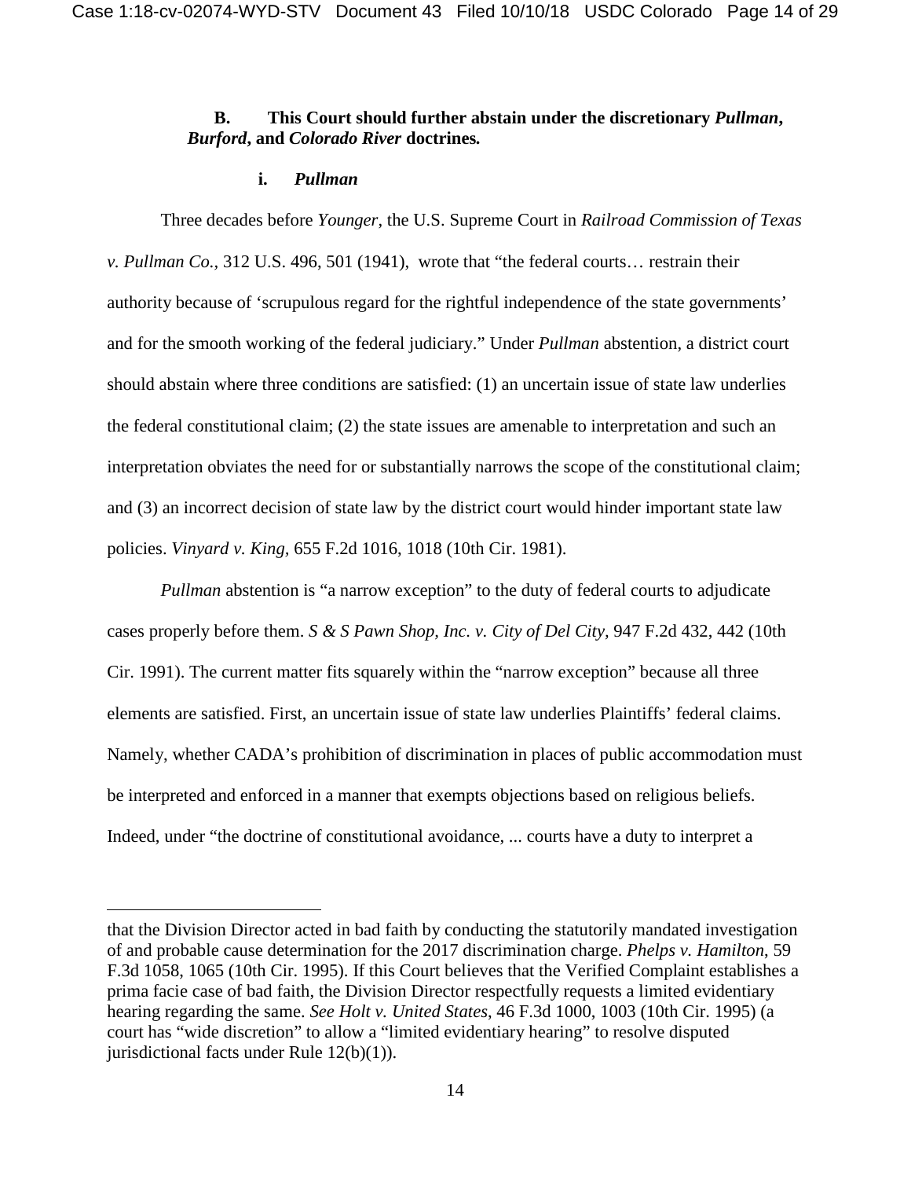### B. This Court should further abstain under the discretionary *Pullman*, *Burford*, and *Colorado River* doctrines.

#### i. *Pullman*

Three decades before *Younger*, the U.S. Supreme Court in *Railroad Commission of Texas v. Pullman Co.*, 312 U.S. 496, 501 (1941), wrote that "the federal courts… restrain their authority because of 'scrupulous regard for the rightful independence of the state governments' and for the smooth working of the federal judiciary." Under *Pullman* abstention, a district court should abstain where three conditions are satisfied: (1) an uncertain issue of state law underlies the federal constitutional claim; (2) the state issues are amenable to interpretation and such an interpretation obviates the need for or substantially narrows the scope of the constitutional claim; and (3) an incorrect decision of state law by the district court would hinder important state law policies. *Vinyard v. King*, 655 F.2d 1016, 1018 (10th Cir. 1981).

*Pullman* abstention is "a narrow exception" to the duty of federal courts to adjudicate cases properly before them. *S & S Pawn Shop, Inc. v. City of Del City*, 947 F.2d 432, 442 (10th Cir. 1991). The current matter fits squarely within the "narrow exception" because all three elements are satisfied. First, an uncertain issue of state law underlies Plaintiffs' federal claims. Namely, whether CADA's prohibition of discrimination in places of public accommodation must be interpreted and enforced in a manner that exempts objections based on religious beliefs. Indeed, under "the doctrine of constitutional avoidance, ... courts have a duty to interpret a

---

that the Division Director acted in bad faith by conducting the statutorily mandated investigation of and probable cause determination for the 2017 discrimination charge. *Phelps v. Hamilton*, 59 F.3d 1058, 1065 (10th Cir. 1995). If this Court believes that the Verified Complaint establishes a prima facie case of bad faith, the Division Director respectfully requests a limited evidentiary hearing regarding the same. *See Holt v. United States*, 46 F.3d 1000, 1003 (10th Cir. 1995) (a court has "wide discretion" to allow a "limited evidentiary hearing" to resolve disputed jurisdictional facts under Rule 12(b)(1)).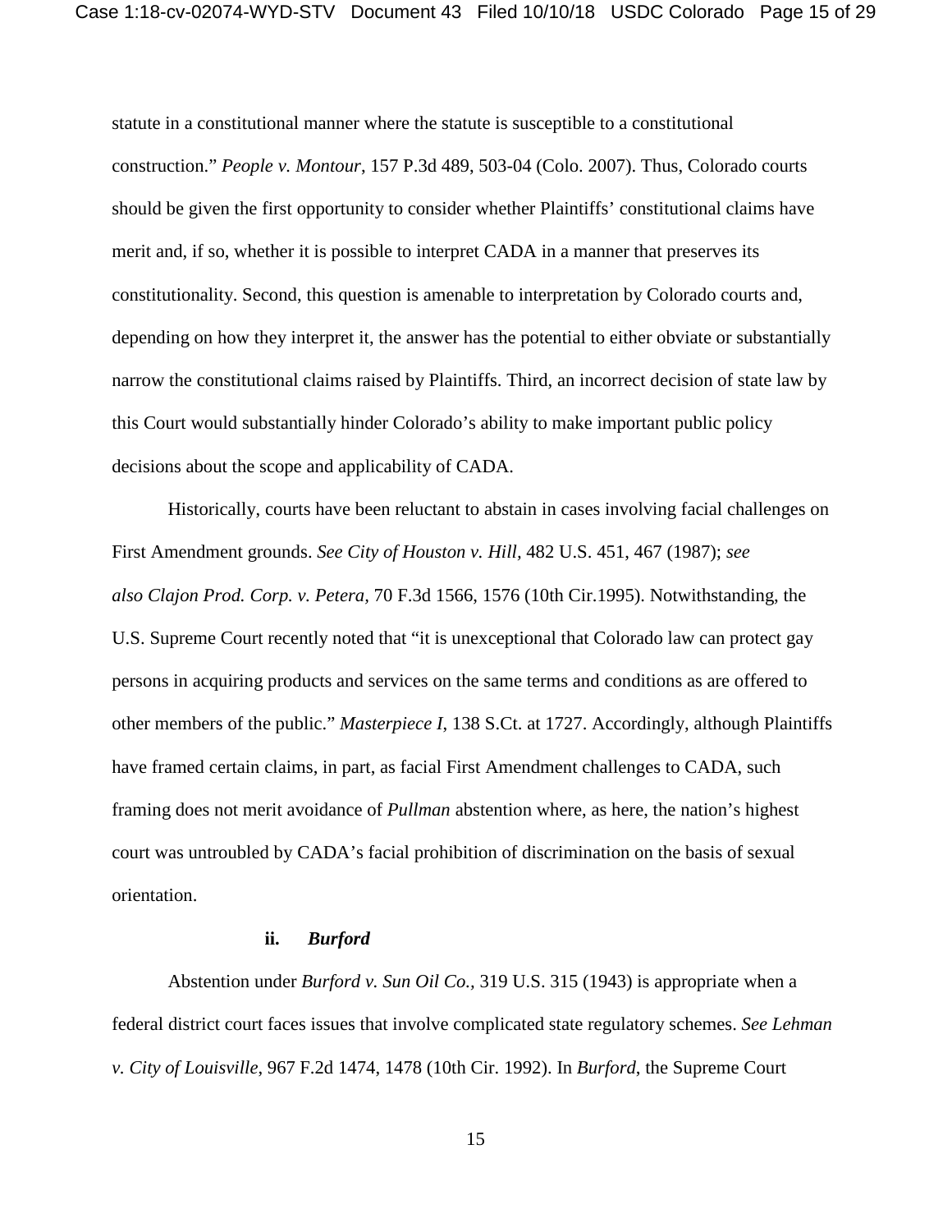statute in a constitutional manner where the statute is susceptible to a constitutional construction." *People v. Montour*, 157 P.3d 489, 503-04 (Colo. 2007). Thus, Colorado courts should be given the first opportunity to consider whether Plaintiffs' constitutional claims have merit and, if so, whether it is possible to interpret CADA in a manner that preserves its constitutionality. Second, this question is amenable to interpretation by Colorado courts and, depending on how they interpret it, the answer has the potential to either obviate or substantially narrow the constitutional claims raised by Plaintiffs. Third, an incorrect decision of state law by this Court would substantially hinder Colorado's ability to make important public policy decisions about the scope and applicability of CADA.

Historically, courts have been reluctant to abstain in cases involving facial challenges on First Amendment grounds. *See City of Houston v. Hill,* 482 U.S. 451, 467 (1987); *see also Clajon Prod. Corp. v. Petera,* 70 F.3d 1566, 1576 (10th Cir.1995). Notwithstanding, the U.S. Supreme Court recently noted that "it is unexceptional that Colorado law can protect gay persons in acquiring products and services on the same terms and conditions as are offered to other members of the public." *Masterpiece I*, 138 S.Ct. at 1727. Accordingly, although Plaintiffs have framed certain claims, in part, as facial First Amendment challenges to CADA, such framing does not merit avoidance of *Pullman* abstention where, as here, the nation's highest court was untroubled by CADA's facial prohibition of discrimination on the basis of sexual orientation.

#### ii. *Burford*

Abstention under *Burford v. Sun Oil Co.*, 319 U.S. 315 (1943) is appropriate when a federal district court faces issues that involve complicated state regulatory schemes. *See Lehman v. City of Louisville*, 967 F.2d 1474, 1478 (10th Cir. 1992). In *Burford*, the Supreme Court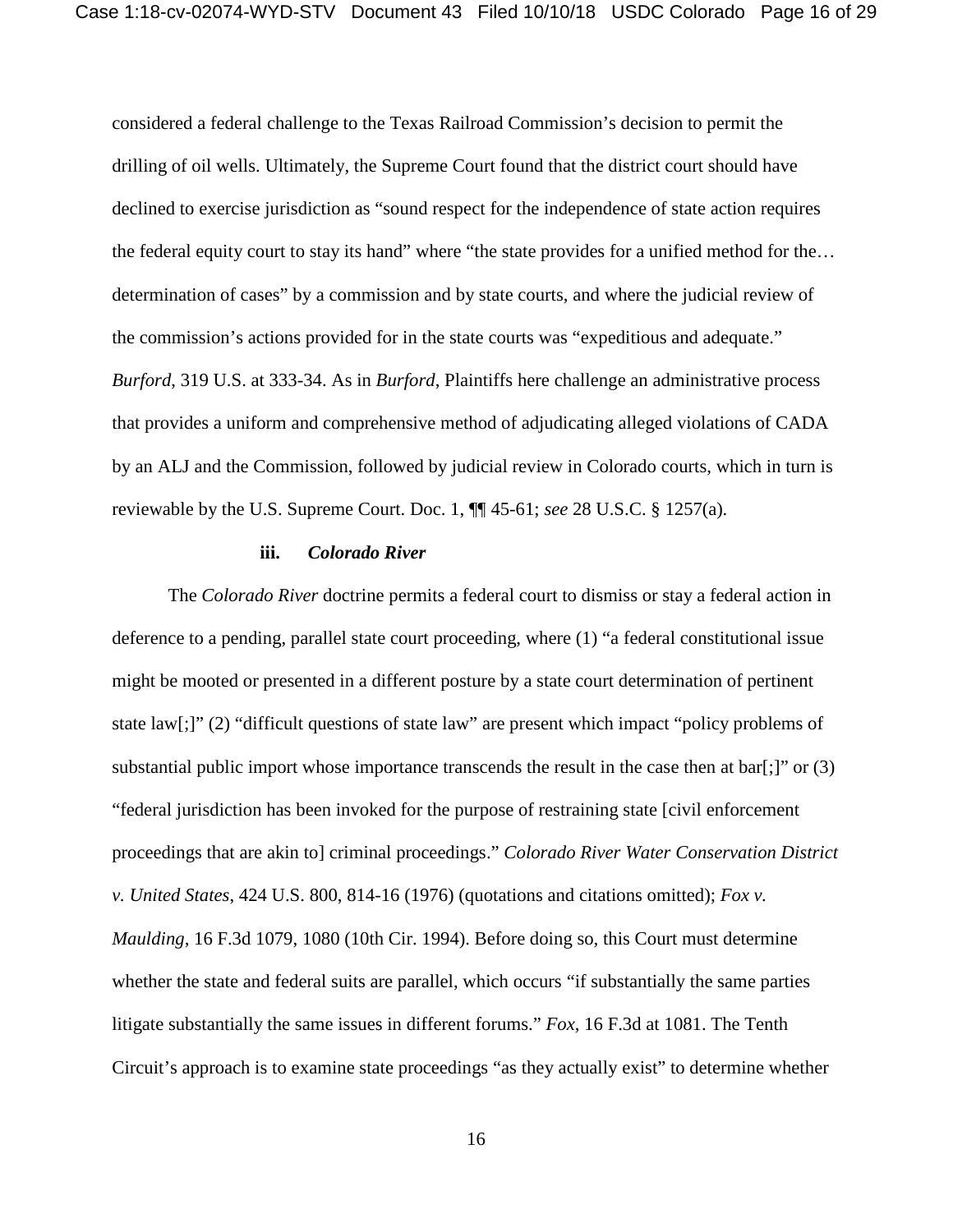considered a federal challenge to the Texas Railroad Commission's decision to permit the drilling of oil wells. Ultimately, the Supreme Court found that the district court should have declined to exercise jurisdiction as "sound respect for the independence of state action requires the federal equity court to stay its hand" where "the state provides for a unified method for the… determination of cases" by a commission and by state courts, and where the judicial review of the commission's actions provided for in the state courts was "expeditious and adequate." *Burford*, 319 U.S. at 333-34. As in *Burford*, Plaintiffs here challenge an administrative process that provides a uniform and comprehensive method of adjudicating alleged violations of CADA by an ALJ and the Commission, followed by judicial review in Colorado courts, which in turn is reviewable by the U.S. Supreme Court. Doc. 1, ¶¶ 45-61; *see* 28 U.S.C. § 1257(a).

**iii. *Colorado River***

The *Colorado River* doctrine permits a federal court to dismiss or stay a federal action in deference to a pending, parallel state court proceeding, where (1) "a federal constitutional issue might be mooted or presented in a different posture by a state court determination of pertinent state law[;]" (2) "difficult questions of state law" are present which impact "policy problems of substantial public import whose importance transcends the result in the case then at bar[;]" or (3) "federal jurisdiction has been invoked for the purpose of restraining state [civil enforcement proceedings that are akin to] criminal proceedings." *Colorado River Water Conservation District v. United States*, 424 U.S. 800, 814-16 (1976) (quotations and citations omitted); *Fox v. Maulding*, 16 F.3d 1079, 1080 (10th Cir. 1994). Before doing so, this Court must determine whether the state and federal suits are parallel, which occurs "if substantially the same parties litigate substantially the same issues in different forums." *Fox*, 16 F.3d at 1081. The Tenth Circuit's approach is to examine state proceedings "as they actually exist" to determine whether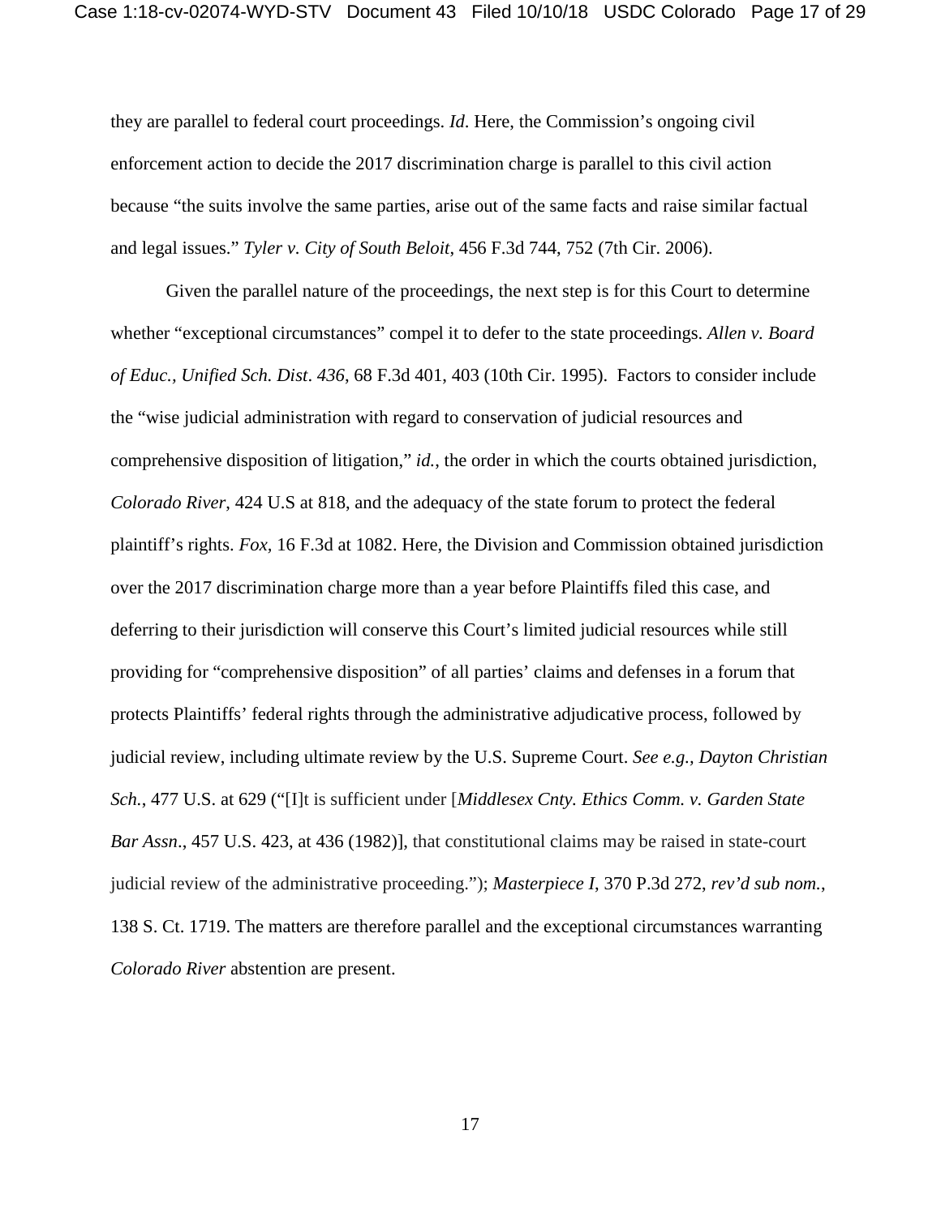they are parallel to federal court proceedings. *Id*. Here, the Commission's ongoing civil enforcement action to decide the 2017 discrimination charge is parallel to this civil action because "the suits involve the same parties, arise out of the same facts and raise similar factual and legal issues." *Tyler v. City of South Beloit*, 456 F.3d 744, 752 (7th Cir. 2006).

Given the parallel nature of the proceedings, the next step is for this Court to determine whether "exceptional circumstances" compel it to defer to the state proceedings. *Allen v. Board of Educ., Unified Sch. Dist. 436*, 68 F.3d 401, 403 (10th Cir. 1995). Factors to consider include the "wise judicial administration with regard to conservation of judicial resources and comprehensive disposition of litigation," *id.*, the order in which the courts obtained jurisdiction, *Colorado River*, 424 U.S at 818, and the adequacy of the state forum to protect the federal plaintiff's rights. *Fox*, 16 F.3d at 1082. Here, the Division and Commission obtained jurisdiction over the 2017 discrimination charge more than a year before Plaintiffs filed this case, and deferring to their jurisdiction will conserve this Court's limited judicial resources while still providing for "comprehensive disposition" of all parties' claims and defenses in a forum that protects Plaintiffs' federal rights through the administrative adjudicative process, followed by judicial review, including ultimate review by the U.S. Supreme Court. *See e.g., Dayton Christian Sch.*, 477 U.S. at 629 ("[I]t is sufficient under [*Middlesex Cnty. Ethics Comm. v. Garden State Bar Assn*., 457 U.S. 423, at 436 (1982)], that constitutional claims may be raised in state-court judicial review of the administrative proceeding."); *Masterpiece I*, 370 P.3d 272, *rev'd sub nom.*, 138 S. Ct. 1719. The matters are therefore parallel and the exceptional circumstances warranting *Colorado River* abstention are present.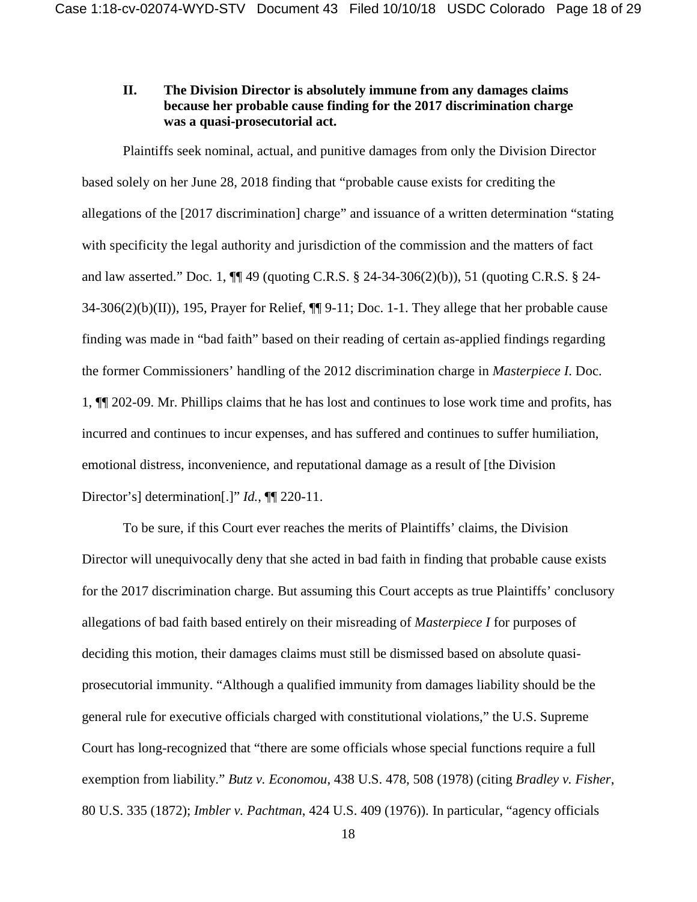## II. The Division Director is absolutely immune from any damages claims because her probable cause finding for the 2017 discrimination charge was a quasi-prosecutorial act.

Plaintiffs seek nominal, actual, and punitive damages from only the Division Director based solely on her June 28, 2018 finding that "probable cause exists for crediting the allegations of the [2017 discrimination] charge" and issuance of a written determination "stating with specificity the legal authority and jurisdiction of the commission and the matters of fact and law asserted." Doc. 1, ¶¶ 49 (quoting C.R.S. § 24-34-306(2)(b)), 51 (quoting C.R.S. § 24-34-306(2)(b)(II)), 195, Prayer for Relief, ¶¶ 9-11; Doc. 1-1. They allege that her probable cause finding was made in "bad faith" based on their reading of certain as-applied findings regarding the former Commissioners' handling of the 2012 discrimination charge in *Masterpiece I*. Doc. 1, ¶¶ 202-09. Mr. Phillips claims that he has lost and continues to lose work time and profits, has incurred and continues to incur expenses, and has suffered and continues to suffer humiliation, emotional distress, inconvenience, and reputational damage as a result of [the Division Director's] determination[.]" *Id.*, ¶¶ 220-11.

To be sure, if this Court ever reaches the merits of Plaintiffs' claims, the Division Director will unequivocally deny that she acted in bad faith in finding that probable cause exists for the 2017 discrimination charge. But assuming this Court accepts as true Plaintiffs' conclusory allegations of bad faith based entirely on their misreading of *Masterpiece I* for purposes of deciding this motion, their damages claims must still be dismissed based on absolute quasi-prosecutorial immunity. "Although a qualified immunity from damages liability should be the general rule for executive officials charged with constitutional violations," the U.S. Supreme Court has long-recognized that "there are some officials whose special functions require a full exemption from liability." *Butz v. Economou*, 438 U.S. 478, 508 (1978) (citing *Bradley v. Fisher*, 80 U.S. 335 (1872); *Imbler v. Pachtman*, 424 U.S. 409 (1976)). In particular, "agency officials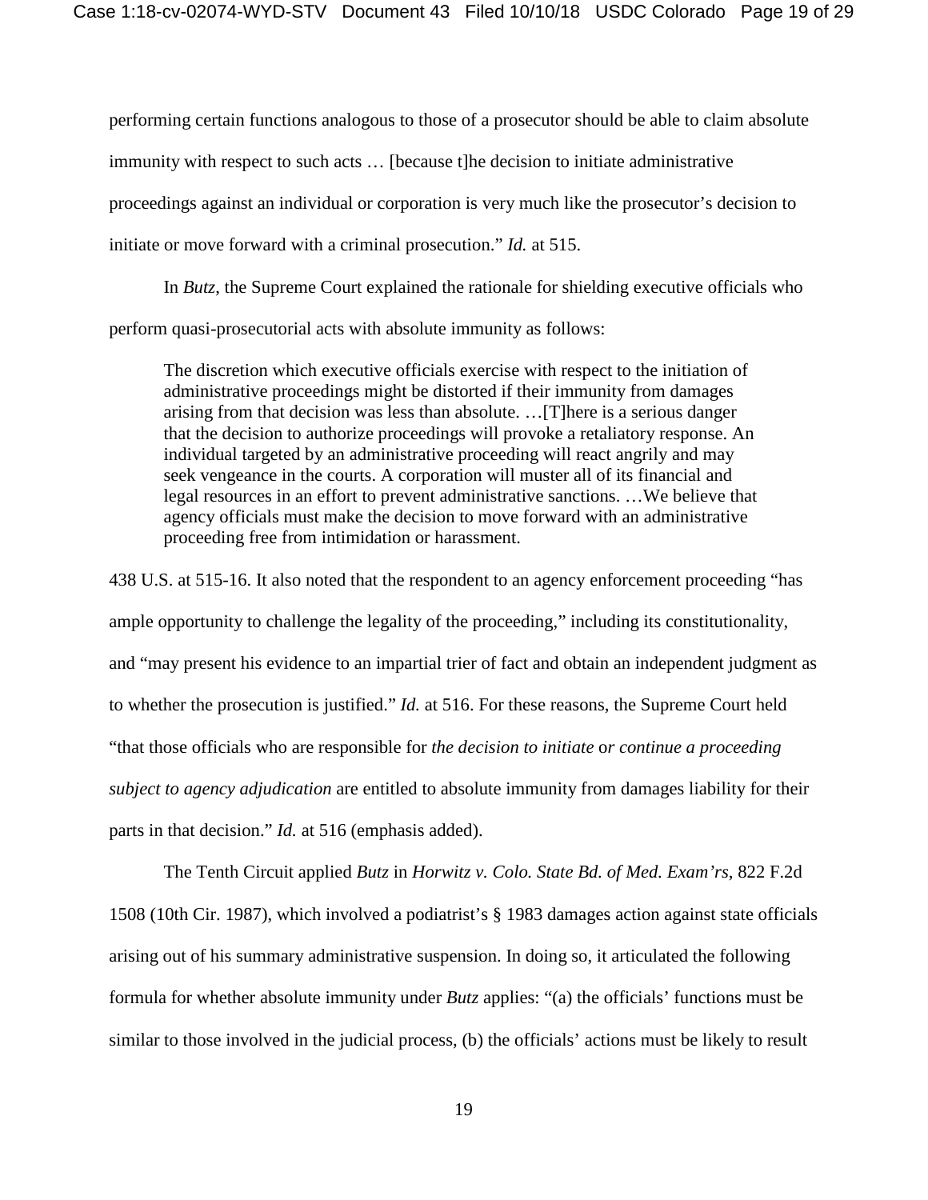performing certain functions analogous to those of a prosecutor should be able to claim absolute immunity with respect to such acts … [because t]he decision to initiate administrative proceedings against an individual or corporation is very much like the prosecutor's decision to initiate or move forward with a criminal prosecution." *Id.* at 515.

In *Butz*, the Supreme Court explained the rationale for shielding executive officials who perform quasi-prosecutorial acts with absolute immunity as follows:

> The discretion which executive officials exercise with respect to the initiation of administrative proceedings might be distorted if their immunity from damages arising from that decision was less than absolute. …[T]here is a serious danger that the decision to authorize proceedings will provoke a retaliatory response. An individual targeted by an administrative proceeding will react angrily and may seek vengeance in the courts. A corporation will muster all of its financial and legal resources in an effort to prevent administrative sanctions. …We believe that agency officials must make the decision to move forward with an administrative proceeding free from intimidation or harassment.

438 U.S. at 515-16. It also noted that the respondent to an agency enforcement proceeding "has ample opportunity to challenge the legality of the proceeding," including its constitutionality, and "may present his evidence to an impartial trier of fact and obtain an independent judgment as to whether the prosecution is justified." *Id.* at 516. For these reasons, the Supreme Court held "that those officials who are responsible for *the decision to initiate* or *continue a proceeding subject to agency adjudication* are entitled to absolute immunity from damages liability for their parts in that decision." *Id.* at 516 (emphasis added).

The Tenth Circuit applied *Butz* in *Horwitz v. Colo. State Bd. of Med. Exam'rs*, 822 F.2d 1508 (10th Cir. 1987), which involved a podiatrist's § 1983 damages action against state officials arising out of his summary administrative suspension. In doing so, it articulated the following formula for whether absolute immunity under *Butz* applies: "(a) the officials' functions must be similar to those involved in the judicial process, (b) the officials' actions must be likely to result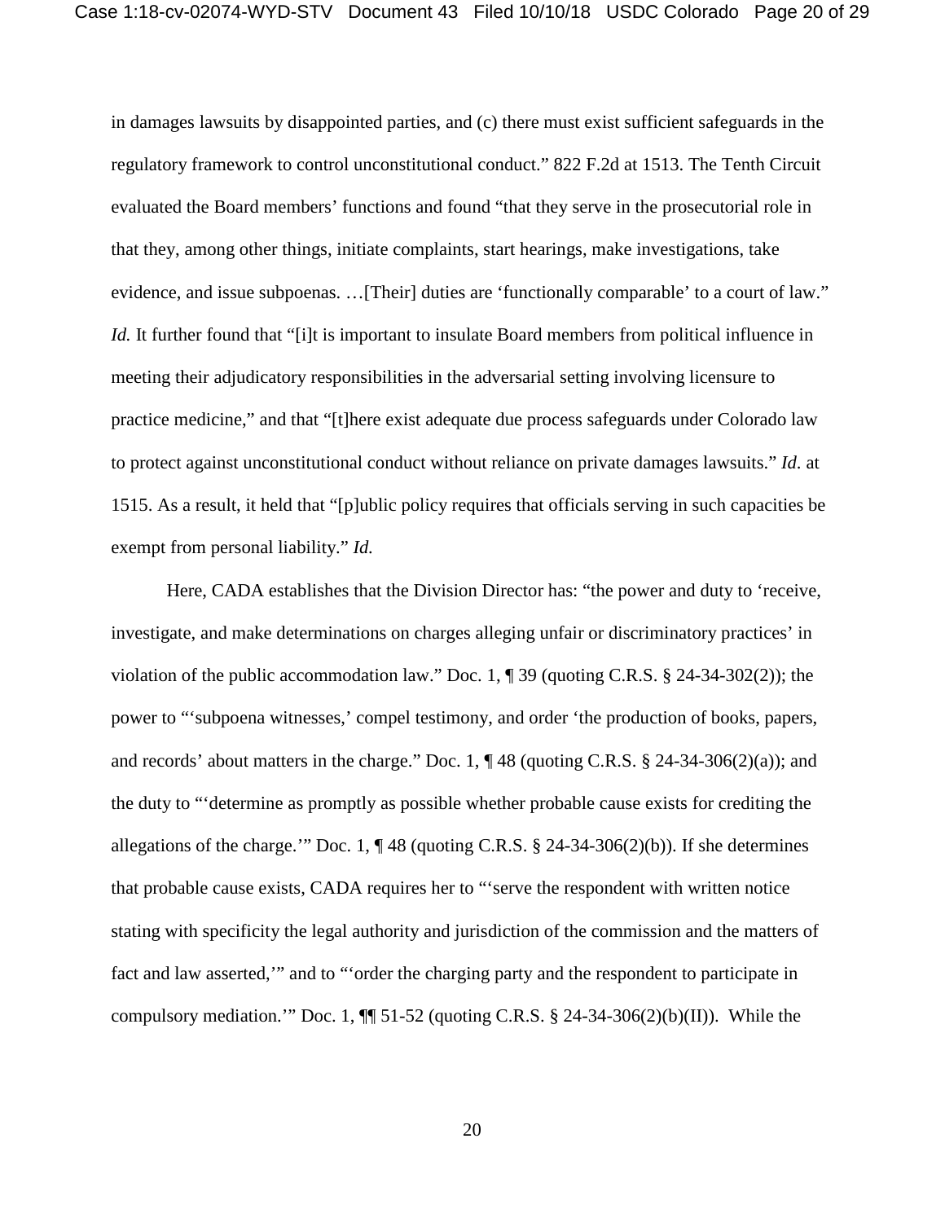in damages lawsuits by disappointed parties, and (c) there must exist sufficient safeguards in the regulatory framework to control unconstitutional conduct." 822 F.2d at 1513. The Tenth Circuit evaluated the Board members' functions and found "that they serve in the prosecutorial role in that they, among other things, initiate complaints, start hearings, make investigations, take evidence, and issue subpoenas. …[Their] duties are 'functionally comparable' to a court of law." *Id.* It further found that "[i]t is important to insulate Board members from political influence in meeting their adjudicatory responsibilities in the adversarial setting involving licensure to practice medicine," and that "[t]here exist adequate due process safeguards under Colorado law to protect against unconstitutional conduct without reliance on private damages lawsuits." *Id*. at 1515. As a result, it held that "[p]ublic policy requires that officials serving in such capacities be exempt from personal liability." *Id.*

Here, CADA establishes that the Division Director has: "the power and duty to 'receive, investigate, and make determinations on charges alleging unfair or discriminatory practices' in violation of the public accommodation law." Doc. 1, ¶ 39 (quoting C.R.S. § 24-34-302(2)); the power to "'subpoena witnesses,' compel testimony, and order 'the production of books, papers, and records' about matters in the charge." Doc. 1, ¶ 48 (quoting C.R.S. § 24-34-306(2)(a)); and the duty to "'determine as promptly as possible whether probable cause exists for crediting the allegations of the charge.'" Doc. 1, ¶ 48 (quoting C.R.S. § 24-34-306(2)(b)). If she determines that probable cause exists, CADA requires her to "'serve the respondent with written notice stating with specificity the legal authority and jurisdiction of the commission and the matters of fact and law asserted,'" and to "'order the charging party and the respondent to participate in compulsory mediation.'" Doc. 1, ¶¶ 51-52 (quoting C.R.S. § 24-34-306(2)(b)(II)). While the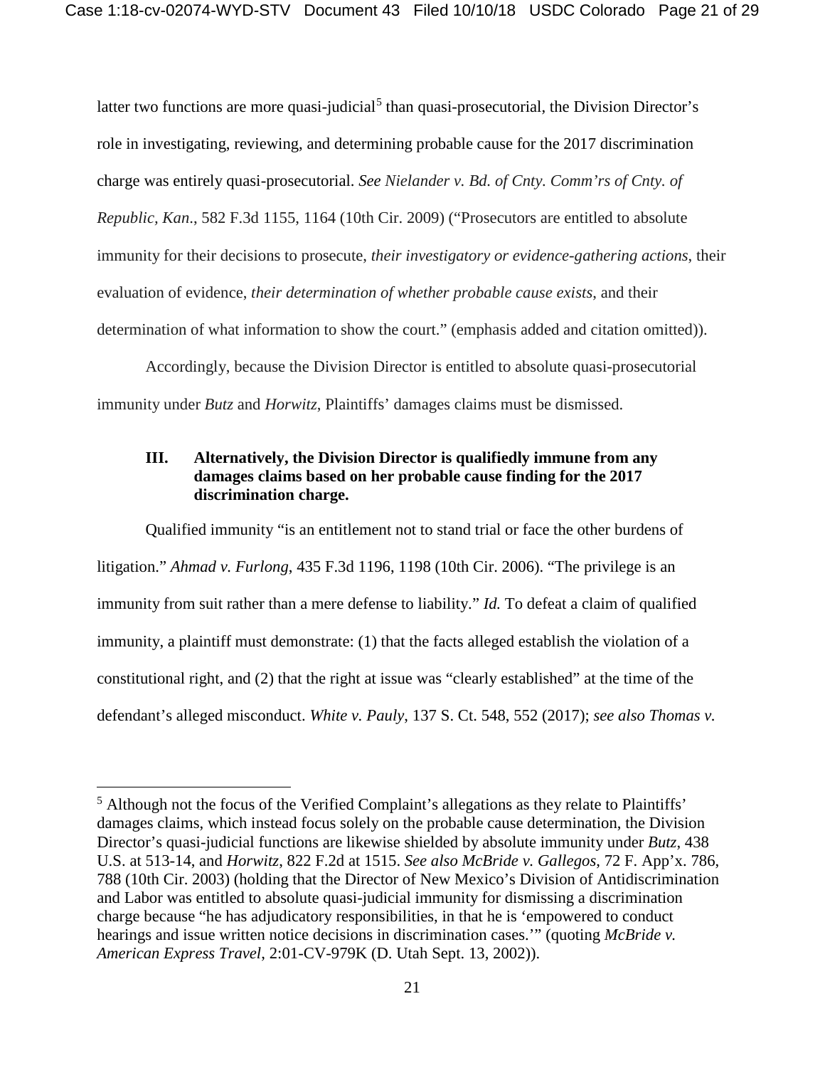latter two functions are more quasi-judicial[5] than quasi-prosecutorial, the Division Director's role in investigating, reviewing, and determining probable cause for the 2017 discrimination charge was entirely quasi-prosecutorial. *See Nielander v. Bd. of Cnty. Comm'rs of Cnty. of Republic, Kan*., 582 F.3d 1155, 1164 (10th Cir. 2009) ("Prosecutors are entitled to absolute immunity for their decisions to prosecute, *their investigatory or evidence-gathering actions*, their evaluation of evidence, *their determination of whether probable cause exists*, and their determination of what information to show the court." (emphasis added and citation omitted)).

Accordingly, because the Division Director is entitled to absolute quasi-prosecutorial immunity under *Butz* and *Horwitz*, Plaintiffs' damages claims must be dismissed.

### III. Alternatively, the Division Director is qualifiedly immune from any damages claims based on her probable cause finding for the 2017 discrimination charge.

Qualified immunity "is an entitlement not to stand trial or face the other burdens of litigation." *Ahmad v. Furlong*, 435 F.3d 1196, 1198 (10th Cir. 2006). "The privilege is an immunity from suit rather than a mere defense to liability." *Id.* To defeat a claim of qualified immunity, a plaintiff must demonstrate: (1) that the facts alleged establish the violation of a constitutional right, and (2) that the right at issue was "clearly established" at the time of the defendant's alleged misconduct. *White v. Pauly*, 137 S. Ct. 548, 552 (2017); *see also Thomas v.*

---

[5] Although not the focus of the Verified Complaint's allegations as they relate to Plaintiffs' damages claims, which instead focus solely on the probable cause determination, the Division Director's quasi-judicial functions are likewise shielded by absolute immunity under *Butz*, 438 U.S. at 513-14, and *Horwitz*, 822 F.2d at 1515. *See also McBride v. Gallegos*, 72 F. App'x. 786, 788 (10th Cir. 2003) (holding that the Director of New Mexico's Division of Antidiscrimination and Labor was entitled to absolute quasi-judicial immunity for dismissing a discrimination charge because "he has adjudicatory responsibilities, in that he is 'empowered to conduct hearings and issue written notice decisions in discrimination cases.'" (quoting *McBride v. American Express Travel*, 2:01-CV-979K (D. Utah Sept. 13, 2002)).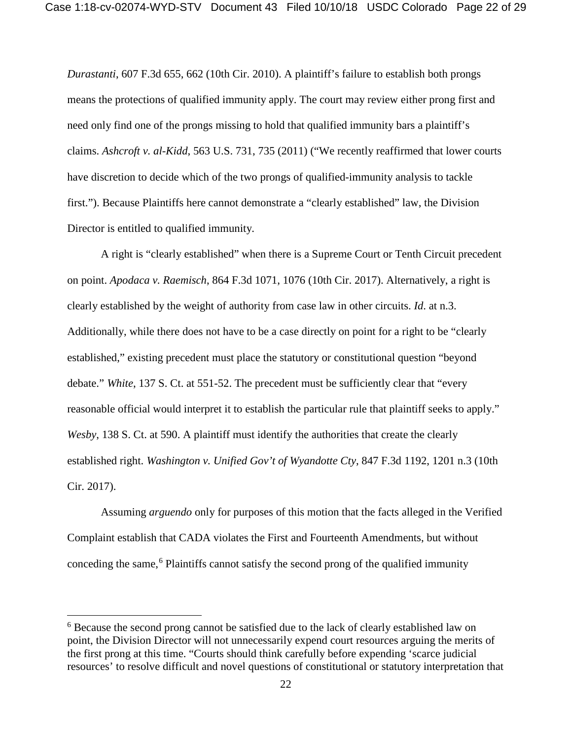*Durastanti*, 607 F.3d 655, 662 (10th Cir. 2010). A plaintiff's failure to establish both prongs means the protections of qualified immunity apply. The court may review either prong first and need only find one of the prongs missing to hold that qualified immunity bars a plaintiff's claims. *Ashcroft v. al-Kidd*, 563 U.S. 731, 735 (2011) ("We recently reaffirmed that lower courts have discretion to decide which of the two prongs of qualified-immunity analysis to tackle first."). Because Plaintiffs here cannot demonstrate a "clearly established" law, the Division Director is entitled to qualified immunity.

A right is "clearly established" when there is a Supreme Court or Tenth Circuit precedent on point. *Apodaca v. Raemisch*, 864 F.3d 1071, 1076 (10th Cir. 2017). Alternatively, a right is clearly established by the weight of authority from case law in other circuits. *Id*. at n.3. Additionally, while there does not have to be a case directly on point for a right to be "clearly established," existing precedent must place the statutory or constitutional question "beyond debate." *White*, 137 S. Ct. at 551-52. The precedent must be sufficiently clear that "every reasonable official would interpret it to establish the particular rule that plaintiff seeks to apply." *Wesby*, 138 S. Ct. at 590. A plaintiff must identify the authorities that create the clearly established right. *Washington v. Unified Gov't of Wyandotte Cty*, 847 F.3d 1192, 1201 n.3 (10th Cir. 2017).

Assuming *arguendo* only for purposes of this motion that the facts alleged in the Verified Complaint establish that CADA violates the First and Fourteenth Amendments, but without conceding the same,[6] Plaintiffs cannot satisfy the second prong of the qualified immunity

[6] Because the second prong cannot be satisfied due to the lack of clearly established law on point, the Division Director will not unnecessarily expend court resources arguing the merits of the first prong at this time. "Courts should think carefully before expending 'scarce judicial resources' to resolve difficult and novel questions of constitutional or statutory interpretation that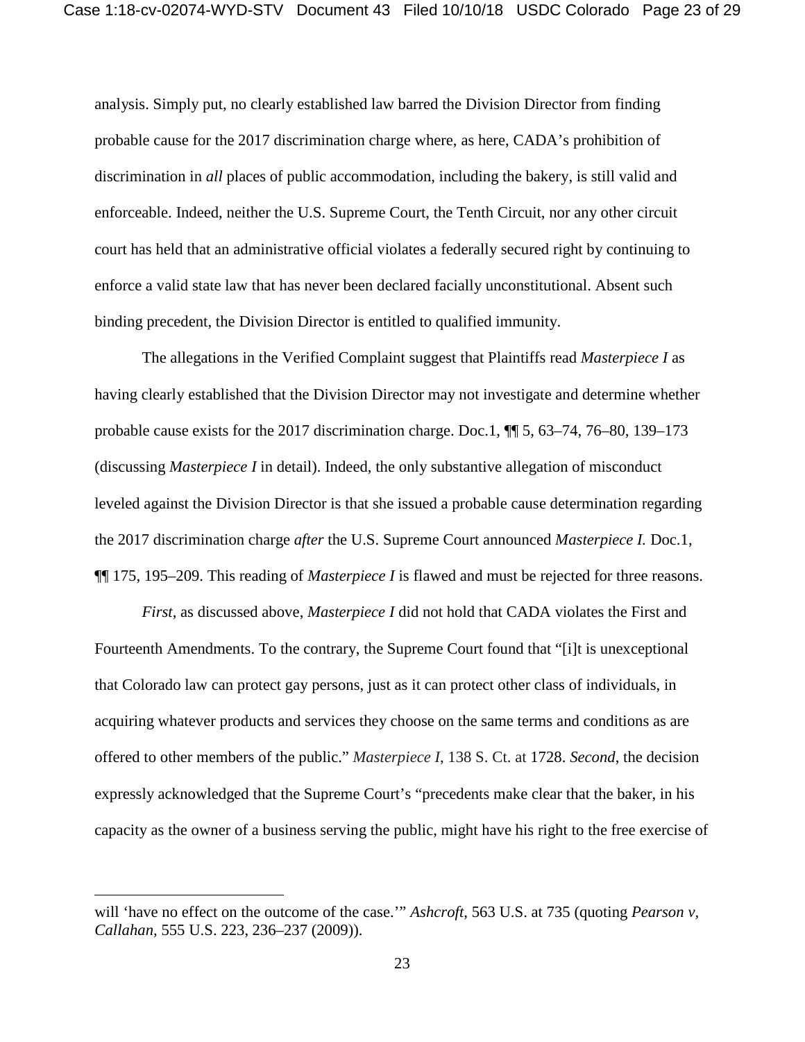analysis. Simply put, no clearly established law barred the Division Director from finding probable cause for the 2017 discrimination charge where, as here, CADA's prohibition of discrimination in *all* places of public accommodation, including the bakery, is still valid and enforceable. Indeed, neither the U.S. Supreme Court, the Tenth Circuit, nor any other circuit court has held that an administrative official violates a federally secured right by continuing to enforce a valid state law that has never been declared facially unconstitutional. Absent such binding precedent, the Division Director is entitled to qualified immunity.

The allegations in the Verified Complaint suggest that Plaintiffs read *Masterpiece I* as having clearly established that the Division Director may not investigate and determine whether probable cause exists for the 2017 discrimination charge. Doc.1, ¶¶ 5, 63–74, 76–80, 139–173 (discussing *Masterpiece I* in detail). Indeed, the only substantive allegation of misconduct leveled against the Division Director is that she issued a probable cause determination regarding the 2017 discrimination charge *after* the U.S. Supreme Court announced *Masterpiece I.* Doc.1, ¶¶ 175, 195–209. This reading of *Masterpiece I* is flawed and must be rejected for three reasons.

*First*, as discussed above, *Masterpiece I* did not hold that CADA violates the First and Fourteenth Amendments. To the contrary, the Supreme Court found that "[i]t is unexceptional that Colorado law can protect gay persons, just as it can protect other class of individuals, in acquiring whatever products and services they choose on the same terms and conditions as are offered to other members of the public." *Masterpiece I*, 138 S. Ct. at 1728. *Second*, the decision expressly acknowledged that the Supreme Court's "precedents make clear that the baker, in his capacity as the owner of a business serving the public, might have his right to the free exercise of

---

will 'have no effect on the outcome of the case.'" *Ashcroft*, 563 U.S. at 735 (quoting *Pearson v, Callahan*, 555 U.S. 223, 236–237 (2009)).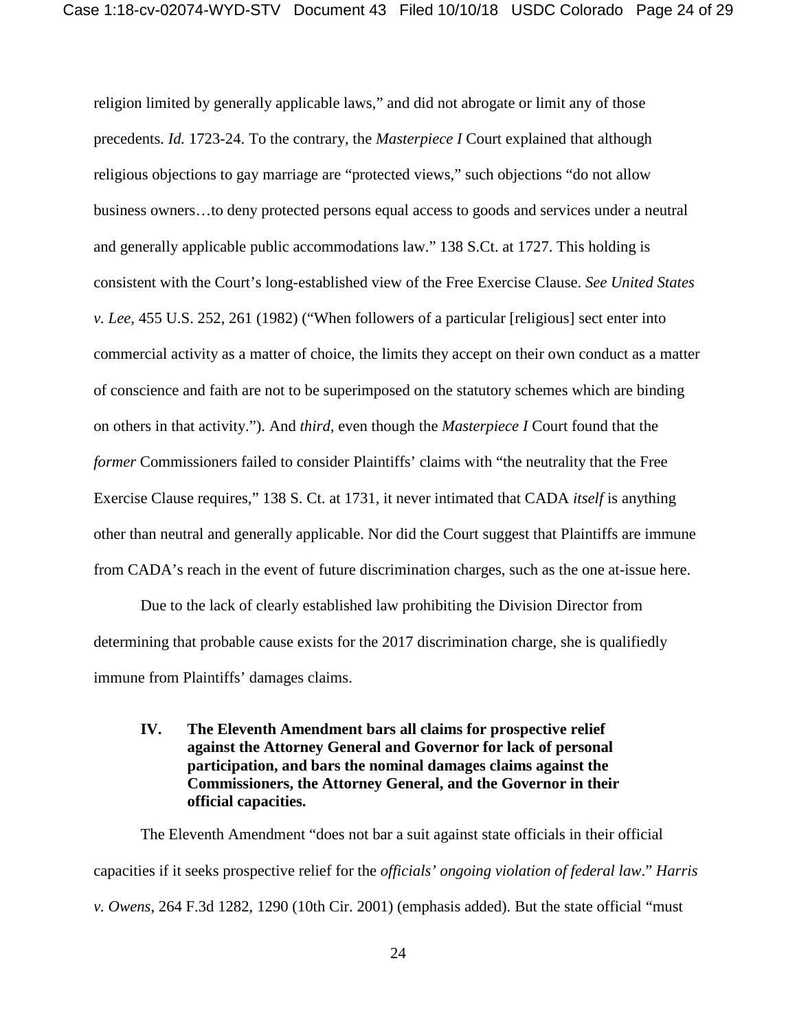religion limited by generally applicable laws," and did not abrogate or limit any of those precedents. *Id.* 1723-24. To the contrary, the *Masterpiece I* Court explained that although religious objections to gay marriage are "protected views," such objections "do not allow business owners…to deny protected persons equal access to goods and services under a neutral and generally applicable public accommodations law." 138 S.Ct. at 1727. This holding is consistent with the Court's long-established view of the Free Exercise Clause. *See United States v. Lee*, 455 U.S. 252, 261 (1982) ("When followers of a particular [religious] sect enter into commercial activity as a matter of choice, the limits they accept on their own conduct as a matter of conscience and faith are not to be superimposed on the statutory schemes which are binding on others in that activity."). And *third*, even though the *Masterpiece I* Court found that the *former* Commissioners failed to consider Plaintiffs' claims with "the neutrality that the Free Exercise Clause requires," 138 S. Ct. at 1731, it never intimated that CADA *itself* is anything other than neutral and generally applicable. Nor did the Court suggest that Plaintiffs are immune from CADA's reach in the event of future discrimination charges, such as the one at-issue here.

Due to the lack of clearly established law prohibiting the Division Director from determining that probable cause exists for the 2017 discrimination charge, she is qualifiedly immune from Plaintiffs' damages claims.

## IV. The Eleventh Amendment bars all claims for prospective relief against the Attorney General and Governor for lack of personal participation, and bars the nominal damages claims against the Commissioners, the Attorney General, and the Governor in their official capacities.

The Eleventh Amendment "does not bar a suit against state officials in their official capacities if it seeks prospective relief for the *officials' ongoing violation of federal law*." *Harris v. Owens*, 264 F.3d 1282, 1290 (10th Cir. 2001) (emphasis added). But the state official "must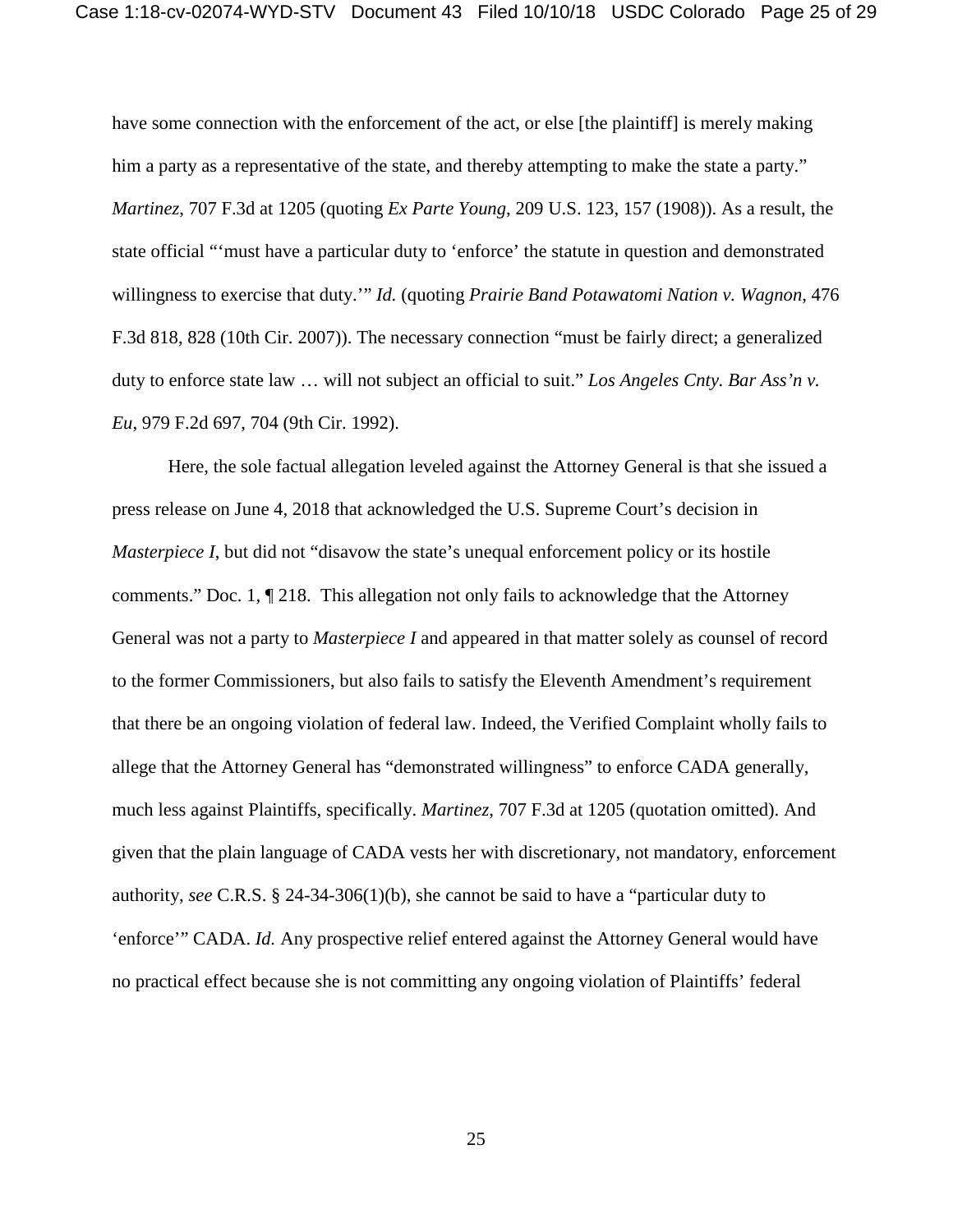have some connection with the enforcement of the act, or else [the plaintiff] is merely making him a party as a representative of the state, and thereby attempting to make the state a party." *Martinez*, 707 F.3d at 1205 (quoting *Ex Parte Young*, 209 U.S. 123, 157 (1908)). As a result, the state official "'must have a particular duty to 'enforce' the statute in question and demonstrated willingness to exercise that duty.'" *Id.* (quoting *Prairie Band Potawatomi Nation v. Wagnon*, 476 F.3d 818, 828 (10th Cir. 2007)). The necessary connection "must be fairly direct; a generalized duty to enforce state law … will not subject an official to suit." *Los Angeles Cnty. Bar Ass'n v. Eu*, 979 F.2d 697, 704 (9th Cir. 1992).

Here, the sole factual allegation leveled against the Attorney General is that she issued a press release on June 4, 2018 that acknowledged the U.S. Supreme Court's decision in *Masterpiece I*, but did not "disavow the state's unequal enforcement policy or its hostile comments." Doc. 1, ¶ 218. This allegation not only fails to acknowledge that the Attorney General was not a party to *Masterpiece I* and appeared in that matter solely as counsel of record to the former Commissioners, but also fails to satisfy the Eleventh Amendment's requirement that there be an ongoing violation of federal law. Indeed, the Verified Complaint wholly fails to allege that the Attorney General has "demonstrated willingness" to enforce CADA generally, much less against Plaintiffs, specifically. *Martinez*, 707 F.3d at 1205 (quotation omitted). And given that the plain language of CADA vests her with discretionary, not mandatory, enforcement authority, *see* C.R.S. § 24-34-306(1)(b), she cannot be said to have a "particular duty to 'enforce'" CADA. *Id.* Any prospective relief entered against the Attorney General would have no practical effect because she is not committing any ongoing violation of Plaintiffs' federal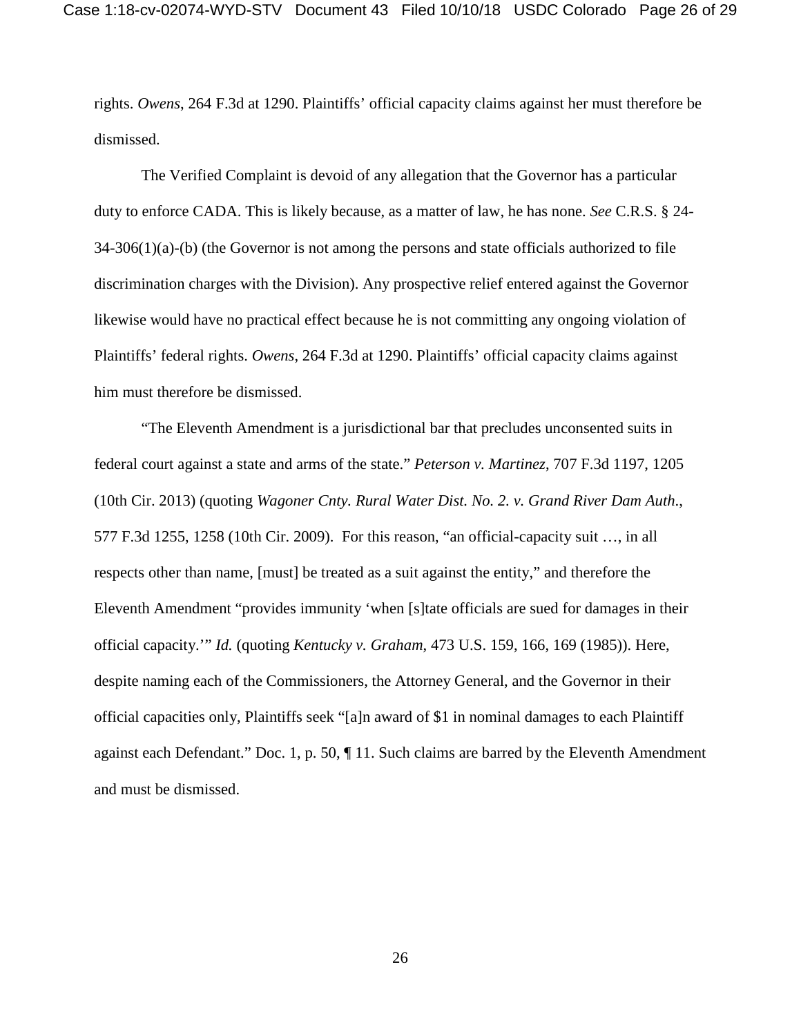rights. *Owens*, 264 F.3d at 1290. Plaintiffs' official capacity claims against her must therefore be dismissed.

The Verified Complaint is devoid of any allegation that the Governor has a particular duty to enforce CADA. This is likely because, as a matter of law, he has none. *See* C.R.S. § 24-34-306(1)(a)-(b) (the Governor is not among the persons and state officials authorized to file discrimination charges with the Division). Any prospective relief entered against the Governor likewise would have no practical effect because he is not committing any ongoing violation of Plaintiffs' federal rights. *Owens*, 264 F.3d at 1290. Plaintiffs' official capacity claims against him must therefore be dismissed.

"The Eleventh Amendment is a jurisdictional bar that precludes unconsented suits in federal court against a state and arms of the state." *Peterson v. Martinez*, 707 F.3d 1197, 1205 (10th Cir. 2013) (quoting *Wagoner Cnty. Rural Water Dist. No. 2. v. Grand River Dam Auth.*, 577 F.3d 1255, 1258 (10th Cir. 2009). For this reason, "an official-capacity suit …, in all respects other than name, [must] be treated as a suit against the entity," and therefore the Eleventh Amendment "provides immunity 'when [s]tate officials are sued for damages in their official capacity.'" *Id.* (quoting *Kentucky v. Graham*, 473 U.S. 159, 166, 169 (1985)). Here, despite naming each of the Commissioners, the Attorney General, and the Governor in their official capacities only, Plaintiffs seek "[a]n award of $1 in nominal damages to each Plaintiff against each Defendant." Doc. 1, p. 50, ¶ 11. Such claims are barred by the Eleventh Amendment and must be dismissed.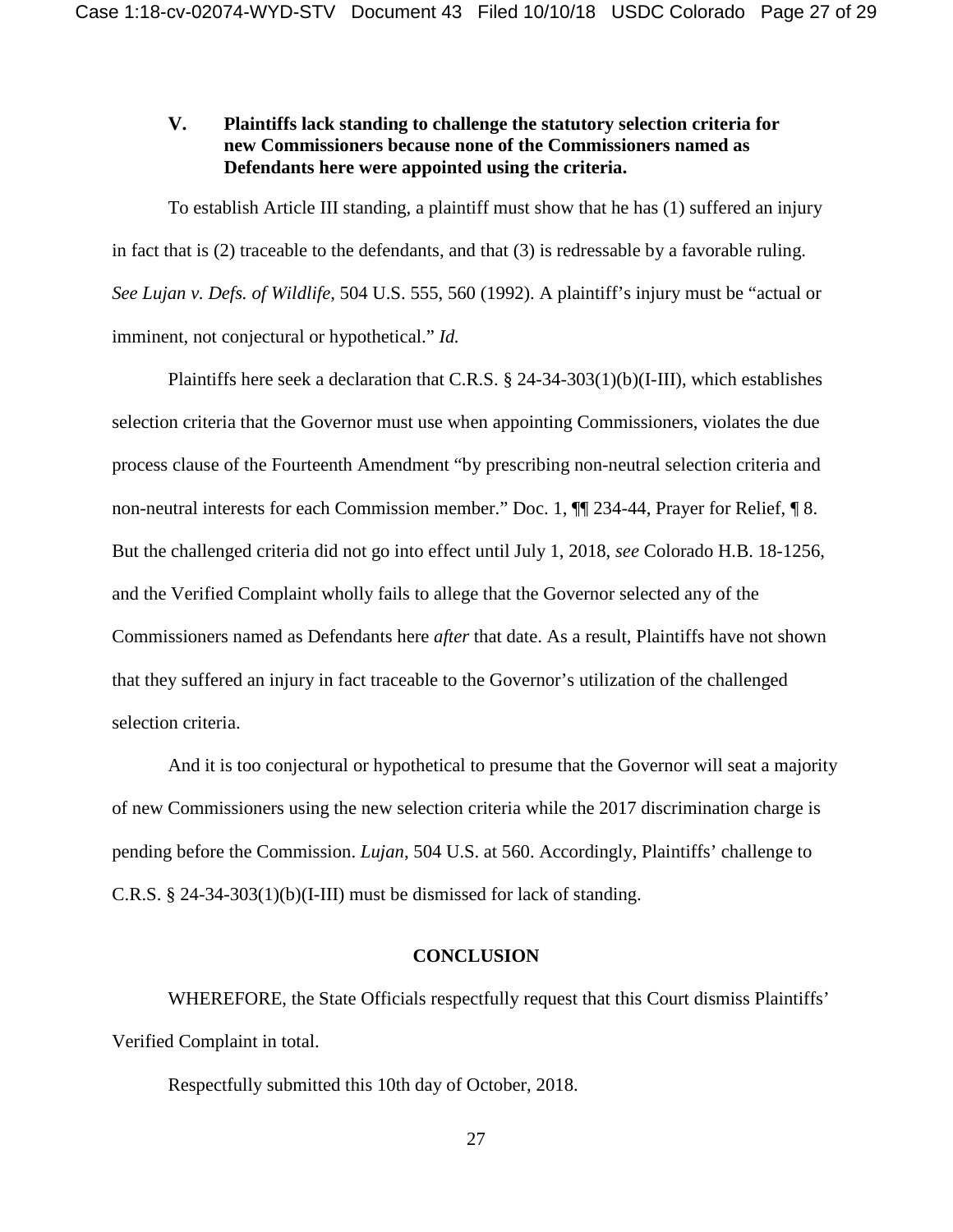### V. Plaintiffs lack standing to challenge the statutory selection criteria for new Commissioners because none of the Commissioners named as Defendants here were appointed using the criteria.

To establish Article III standing, a plaintiff must show that he has (1) suffered an injury in fact that is (2) traceable to the defendants, and that (3) is redressable by a favorable ruling. *See Lujan v. Defs. of Wildlife*, 504 U.S. 555, 560 (1992). A plaintiff's injury must be "actual or imminent, not conjectural or hypothetical." *Id.*

Plaintiffs here seek a declaration that C.R.S. § 24-34-303(1)(b)(I-III), which establishes selection criteria that the Governor must use when appointing Commissioners, violates the due process clause of the Fourteenth Amendment "by prescribing non-neutral selection criteria and non-neutral interests for each Commission member." Doc. 1, ¶¶ 234-44, Prayer for Relief, ¶ 8. But the challenged criteria did not go into effect until July 1, 2018, *see* Colorado H.B. 18-1256, and the Verified Complaint wholly fails to allege that the Governor selected any of the Commissioners named as Defendants here *after* that date. As a result, Plaintiffs have not shown that they suffered an injury in fact traceable to the Governor's utilization of the challenged selection criteria.

And it is too conjectural or hypothetical to presume that the Governor will seat a majority of new Commissioners using the new selection criteria while the 2017 discrimination charge is pending before the Commission. *Lujan*, 504 U.S. at 560. Accordingly, Plaintiffs' challenge to C.R.S. § 24-34-303(1)(b)(I-III) must be dismissed for lack of standing.

## CONCLUSION

WHEREFORE, the State Officials respectfully request that this Court dismiss Plaintiffs' Verified Complaint in total.

Respectfully submitted this 10th day of October, 2018.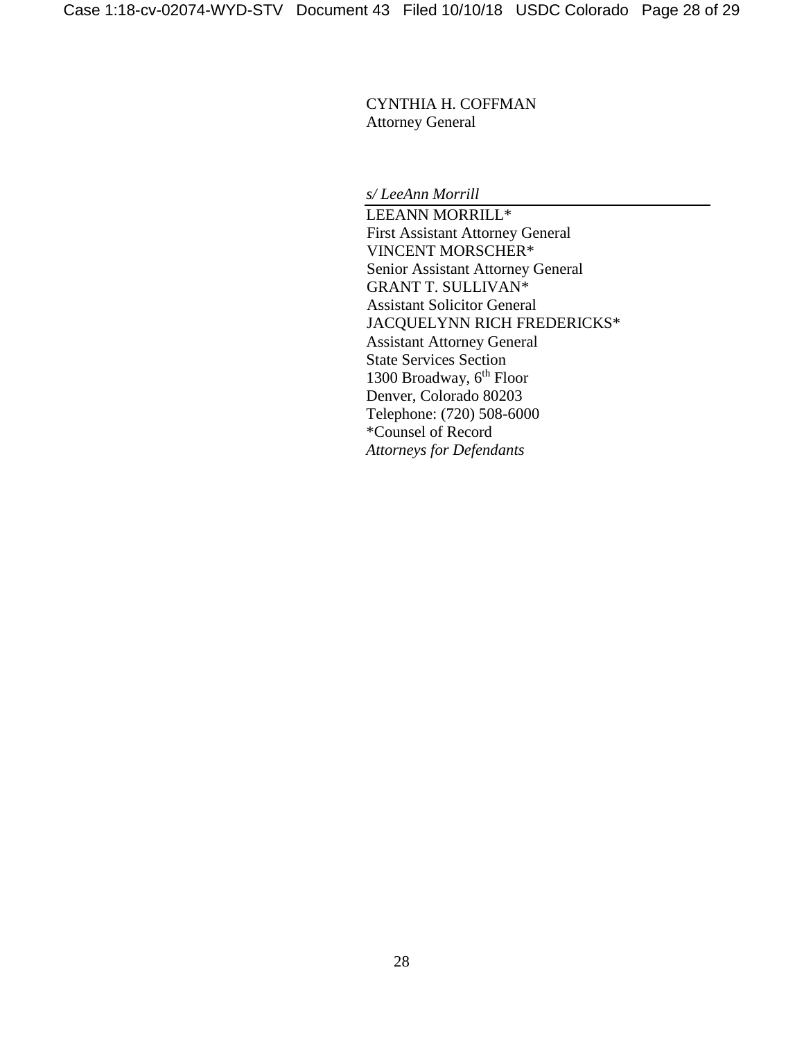CYNTHIA H. COFFMAN
Attorney General

*s/ LeeAnn Morrill*

LEEANN MORRILL*
First Assistant Attorney General
VINCENT MORSCHER*
Senior Assistant Attorney General
GRANT T. SULLIVAN*
Assistant Solicitor General
JACQUELYNN RICH FREDERICKS*
Assistant Attorney General
State Services Section
1300 Broadway, 6th Floor
Denver, Colorado 80203
Telephone: (720) 508-6000
*Counsel of Record
*Attorneys for Defendants*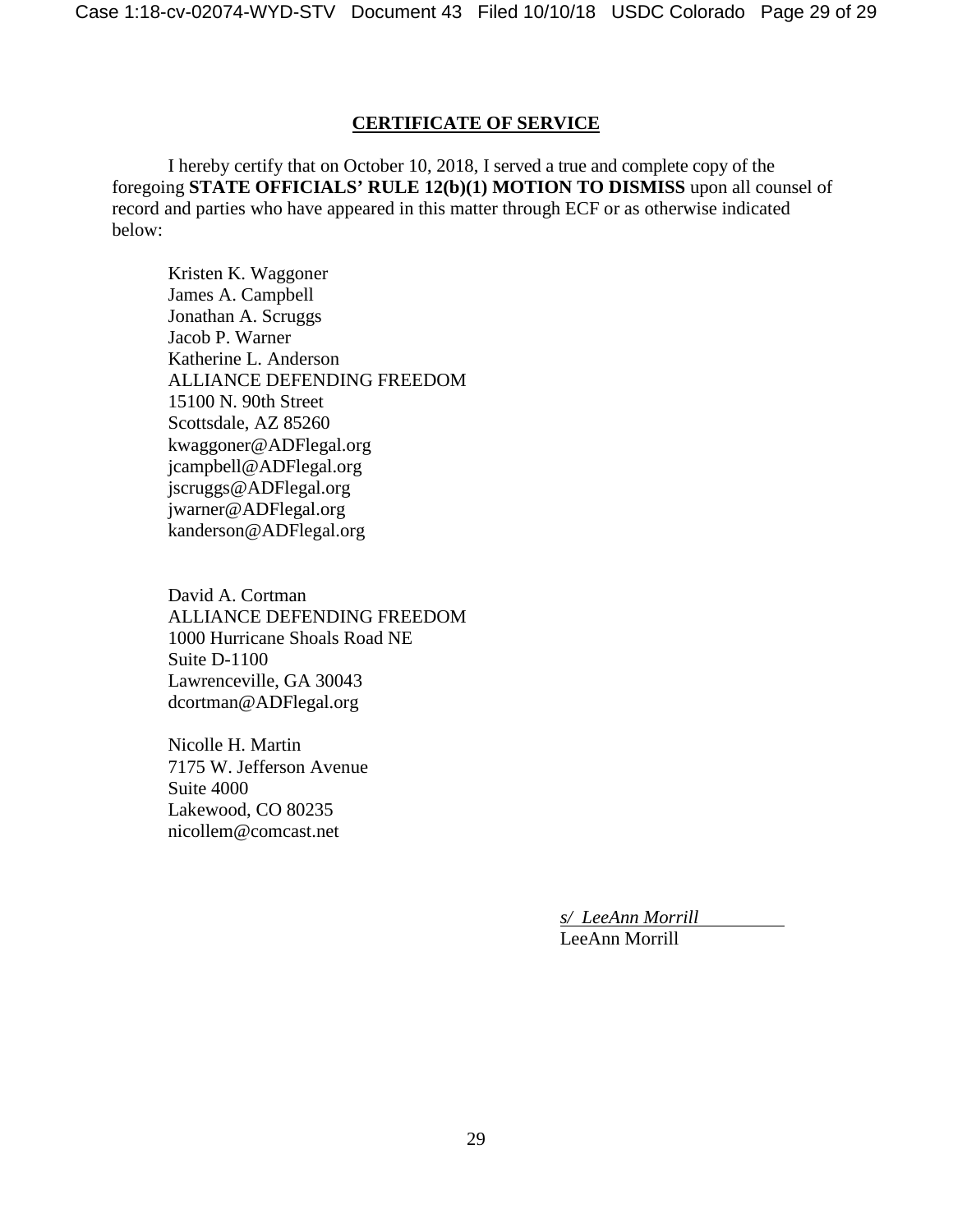**CERTIFICATE OF SERVICE**

I hereby certify that on October 10, 2018, I served a true and complete copy of the foregoing **STATE OFFICIALS' RULE 12(b)(1) MOTION TO DISMISS** upon all counsel of record and parties who have appeared in this matter through ECF or as otherwise indicated below:

Kristen K. Waggoner
James A. Campbell
Jonathan A. Scruggs
Jacob P. Warner
Katherine L. Anderson
ALLIANCE DEFENDING FREEDOM
15100 N. 90th Street
Scottsdale, AZ 85260
kwaggoner@ADFlegal.org
jcampbell@ADFlegal.org
jscruggs@ADFlegal.org
jwarner@ADFlegal.org
kanderson@ADFlegal.org

David A. Cortman
ALLIANCE DEFENDING FREEDOM
1000 Hurricane Shoals Road NE
Suite D-1100
Lawrenceville, GA 30043
dcortman@ADFlegal.org

Nicolle H. Martin
7175 W. Jefferson Avenue
Suite 4000
Lakewood, CO 80235
nicollem@comcast.net

*s/ LeeAnn Morrill*
LeeAnn Morrill